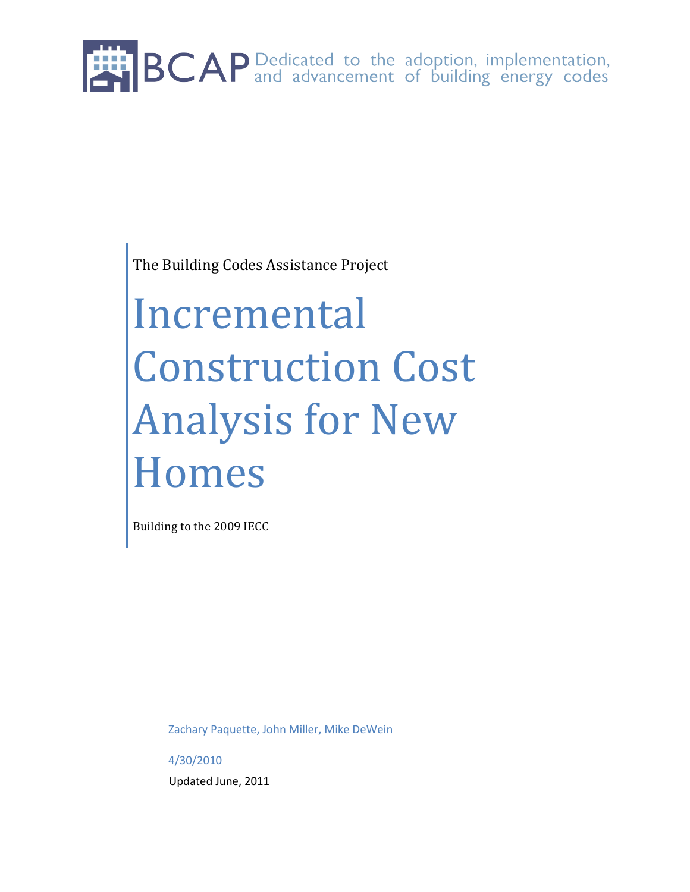BCAP Dedicated to the adoption, implementation, and advancement of building energy codes

The Building Codes Assistance Project

# Incremental Construction Cost Analysis for New Homes

Building to the 2009 IECC

Zachary Paquette, John Miller, Mike DeWein

4/30/2010

Updated June, 2011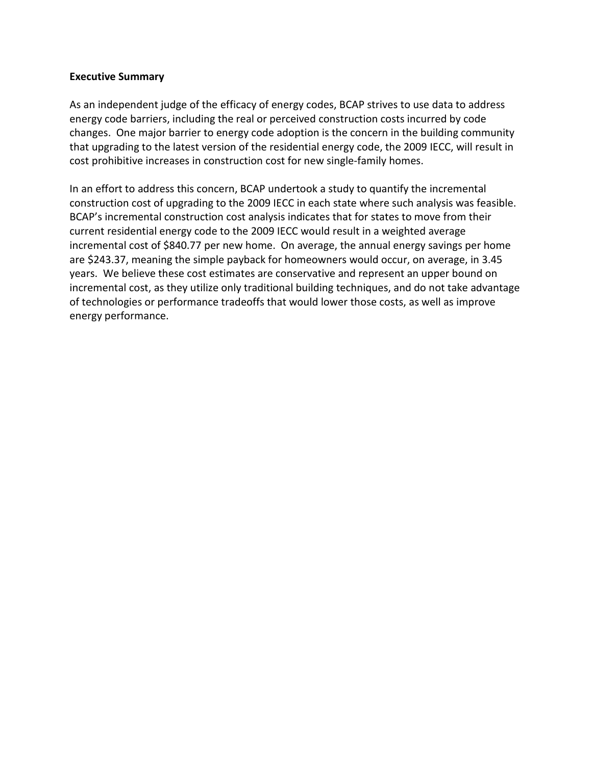**Executive Summary**

As an independent judge of the efficacy of energy codes, BCAP strives to use data to address energy code barriers, including the real or perceived construction costs incurred by code changes. One major barrier to energy code adoption is the concern in the building community that upgrading to the latest version of the residential energy code, the 2009 IECC, will result in cost prohibitive increases in construction cost for new single-family homes.

In an effort to address this concern, BCAP undertook a study to quantify the incremental construction cost of upgrading to the 2009 IECC in each state where such analysis was feasible. BCAP's incremental construction cost analysis indicates that for states to move from their current residential energy code to the 2009 IECC would result in a weighted average incremental cost of $840.77 per new home. On average, the annual energy savings per home are $243.37, meaning the simple payback for homeowners would occur, on average, in 3.45 years. We believe these cost estimates are conservative and represent an upper bound on incremental cost, as they utilize only traditional building techniques, and do not take advantage of technologies or performance tradeoffs that would lower those costs, as well as improve energy performance.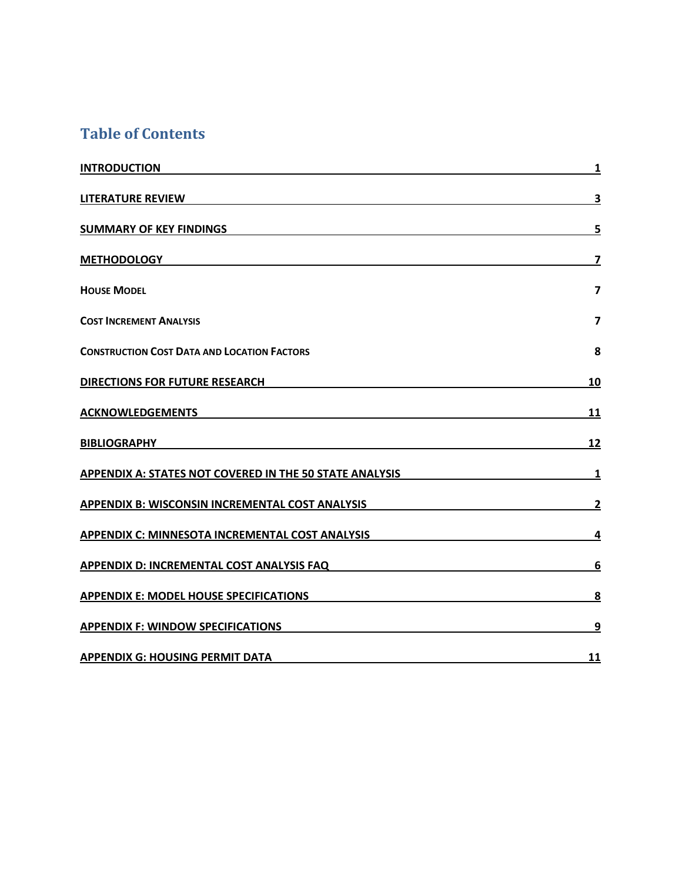## Table of Contents

**INTRODUCTION** 1

**LITERATURE REVIEW** 3

**SUMMARY OF KEY FINDINGS** 5

**METHODOLOGY** 7

**HOUSE MODEL** 7

**COST INCREMENT ANALYSIS** 7

**CONSTRUCTION COST DATA AND LOCATION FACTORS** 8

**DIRECTIONS FOR FUTURE RESEARCH** 10

**ACKNOWLEDGEMENTS** 11

**BIBLIOGRAPHY** 12

**APPENDIX A: STATES NOT COVERED IN THE 50 STATE ANALYSIS** 1

**APPENDIX B: WISCONSIN INCREMENTAL COST ANALYSIS** 2

**APPENDIX C: MINNESOTA INCREMENTAL COST ANALYSIS** 4

**APPENDIX D: INCREMENTAL COST ANALYSIS FAQ** 6

**APPENDIX E: MODEL HOUSE SPECIFICATIONS** 8

**APPENDIX F: WINDOW SPECIFICATIONS** 9

**APPENDIX G: HOUSING PERMIT DATA** 11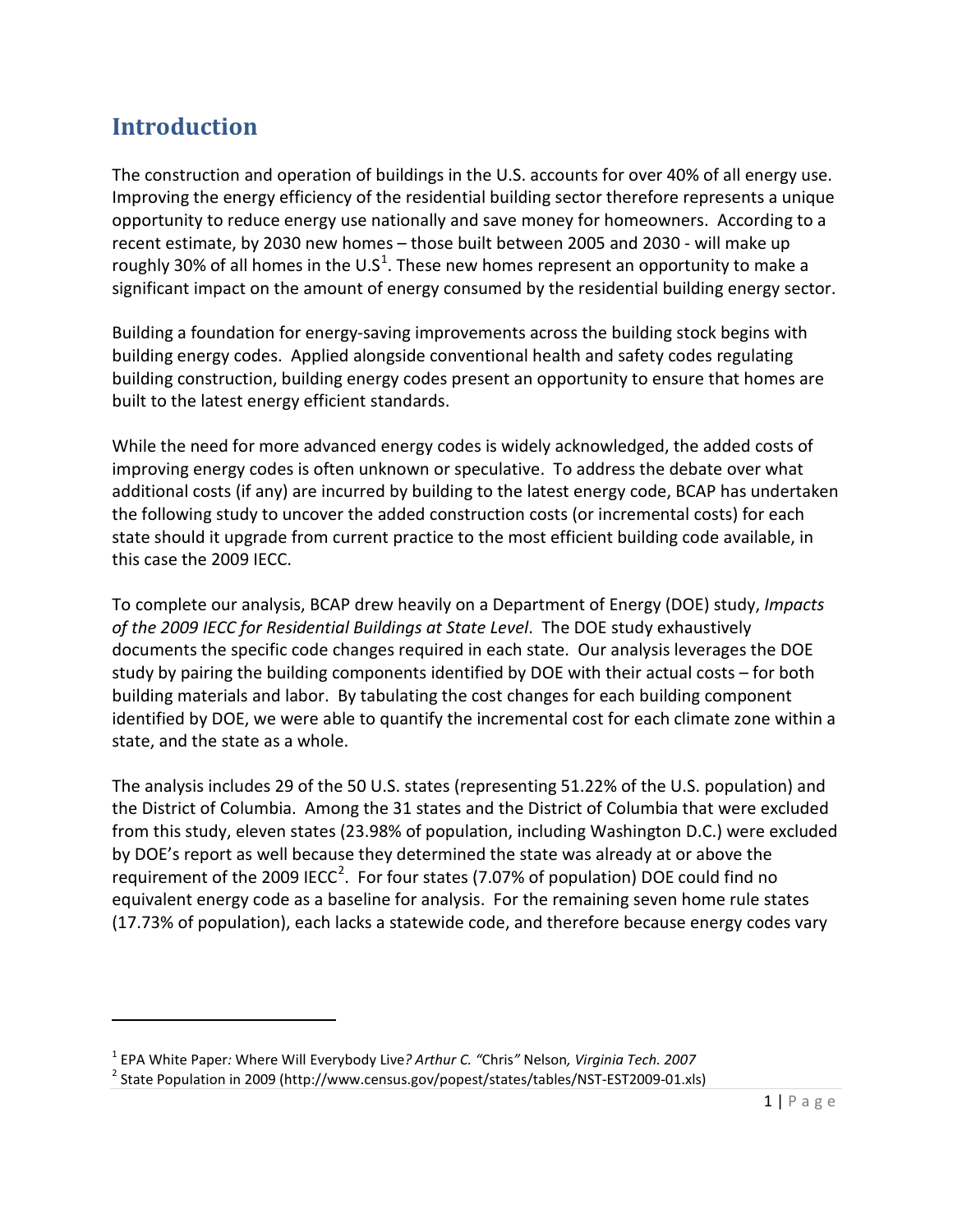## Introduction

The construction and operation of buildings in the U.S. accounts for over 40% of all energy use. Improving the energy efficiency of the residential building sector therefore represents a unique opportunity to reduce energy use nationally and save money for homeowners. According to a recent estimate, by 2030 new homes – those built between 2005 and 2030 - will make up roughly 30% of all homes in the U.S[1]. These new homes represent an opportunity to make a significant impact on the amount of energy consumed by the residential building energy sector.

Building a foundation for energy-saving improvements across the building stock begins with building energy codes. Applied alongside conventional health and safety codes regulating building construction, building energy codes present an opportunity to ensure that homes are built to the latest energy efficient standards.

While the need for more advanced energy codes is widely acknowledged, the added costs of improving energy codes is often unknown or speculative. To address the debate over what additional costs (if any) are incurred by building to the latest energy code, BCAP has undertaken the following study to uncover the added construction costs (or incremental costs) for each state should it upgrade from current practice to the most efficient building code available, in this case the 2009 IECC.

To complete our analysis, BCAP drew heavily on a Department of Energy (DOE) study, *Impacts of the 2009 IECC for Residential Buildings at State Level*. The DOE study exhaustively documents the specific code changes required in each state. Our analysis leverages the DOE study by pairing the building components identified by DOE with their actual costs – for both building materials and labor. By tabulating the cost changes for each building component identified by DOE, we were able to quantify the incremental cost for each climate zone within a state, and the state as a whole.

The analysis includes 29 of the 50 U.S. states (representing 51.22% of the U.S. population) and the District of Columbia. Among the 31 states and the District of Columbia that were excluded from this study, eleven states (23.98% of population, including Washington D.C.) were excluded by DOE's report as well because they determined the state was already at or above the requirement of the 2009 IECC[2]. For four states (7.07% of population) DOE could find no equivalent energy code as a baseline for analysis. For the remaining seven home rule states (17.73% of population), each lacks a statewide code, and therefore because energy codes vary

---

[1] EPA White Paper*: Where Will Everybody Live? Arthur C. "*Chris*"* Nelson*, Virginia Tech. 2007*

[2] State Population in 2009 (http://www.census.gov/popest/states/tables/NST-EST2009-01.xls)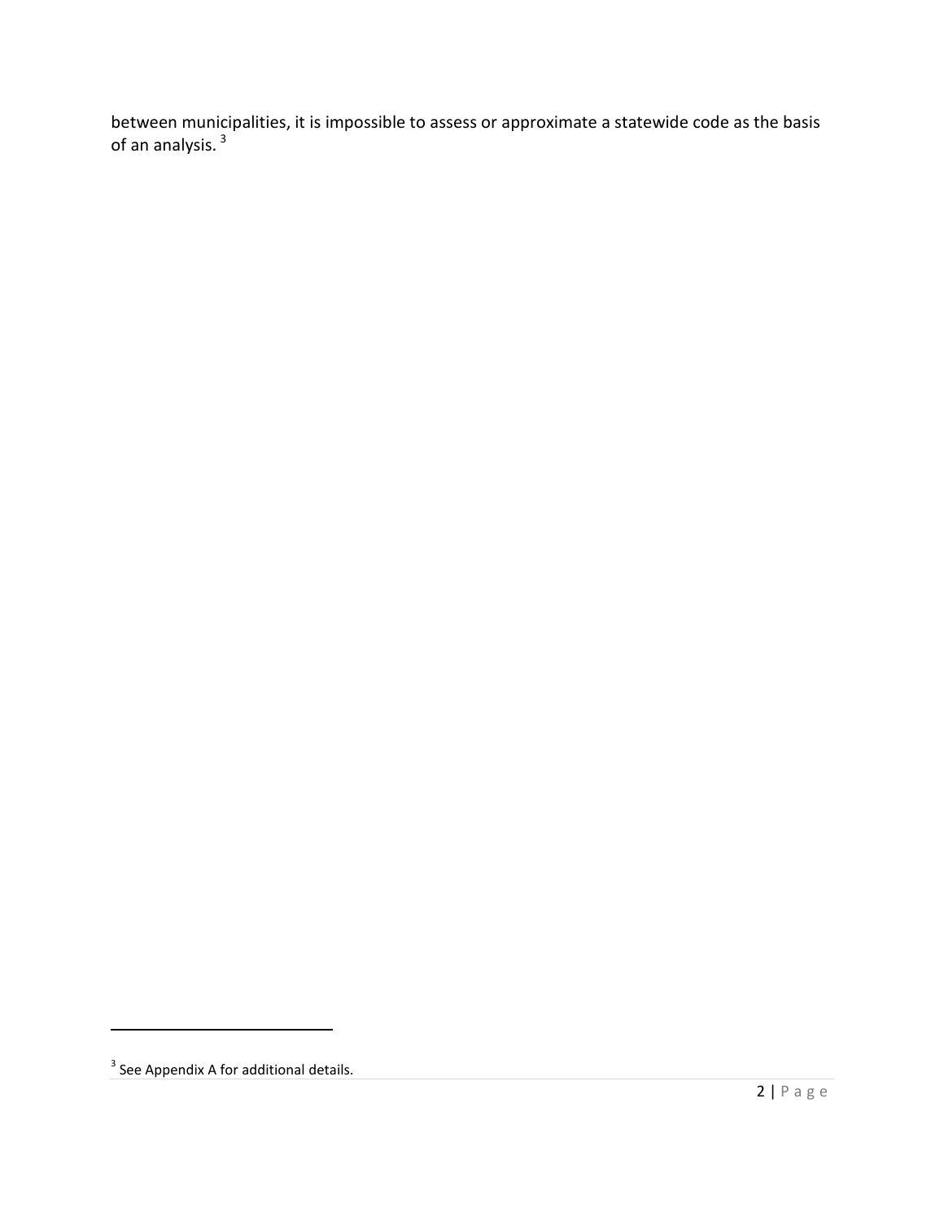between municipalities, it is impossible to assess or approximate a statewide code as the basis of an analysis. [3]

[3] See Appendix A for additional details.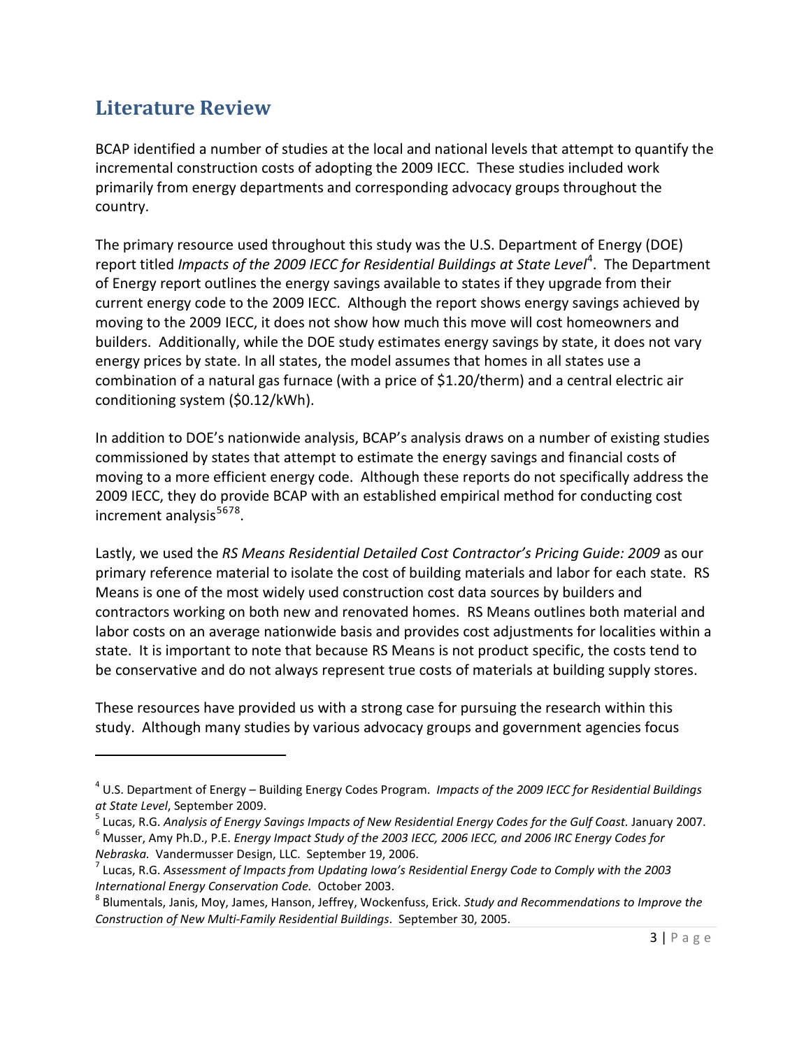## Literature Review

BCAP identified a number of studies at the local and national levels that attempt to quantify the incremental construction costs of adopting the 2009 IECC. These studies included work primarily from energy departments and corresponding advocacy groups throughout the country.

The primary resource used throughout this study was the U.S. Department of Energy (DOE) report titled *Impacts of the 2009 IECC for Residential Buildings at State Level*[4]. The Department of Energy report outlines the energy savings available to states if they upgrade from their current energy code to the 2009 IECC. Although the report shows energy savings achieved by moving to the 2009 IECC, it does not show how much this move will cost homeowners and builders. Additionally, while the DOE study estimates energy savings by state, it does not vary energy prices by state. In all states, the model assumes that homes in all states use a combination of a natural gas furnace (with a price of $1.20/therm) and a central electric air conditioning system ($0.12/kWh).

In addition to DOE's nationwide analysis, BCAP's analysis draws on a number of existing studies commissioned by states that attempt to estimate the energy savings and financial costs of moving to a more efficient energy code. Although these reports do not specifically address the 2009 IECC, they do provide BCAP with an established empirical method for conducting cost increment analysis[5][6][7][8].

Lastly, we used the *RS Means Residential Detailed Cost Contractor's Pricing Guide: 2009* as our primary reference material to isolate the cost of building materials and labor for each state. RS Means is one of the most widely used construction cost data sources by builders and contractors working on both new and renovated homes. RS Means outlines both material and labor costs on an average nationwide basis and provides cost adjustments for localities within a state. It is important to note that because RS Means is not product specific, the costs tend to be conservative and do not always represent true costs of materials at building supply stores.

These resources have provided us with a strong case for pursuing the research within this study. Although many studies by various advocacy groups and government agencies focus

---

[4] U.S. Department of Energy – Building Energy Codes Program. *Impacts of the 2009 IECC for Residential Buildings at State Level*, September 2009.

[5] Lucas, R.G. *Analysis of Energy Savings Impacts of New Residential Energy Codes for the Gulf Coast.* January 2007.

[6] Musser, Amy Ph.D., P.E. *Energy Impact Study of the 2003 IECC, 2006 IECC, and 2006 IRC Energy Codes for Nebraska.* Vandermusser Design, LLC. September 19, 2006.

[7] Lucas, R.G. *Assessment of Impacts from Updating Iowa's Residential Energy Code to Comply with the 2003 International Energy Conservation Code.* October 2003.

[8] Blumentals, Janis, Moy, James, Hanson, Jeffrey, Wockenfuss, Erick. *Study and Recommendations to Improve the Construction of New Multi-Family Residential Buildings*. September 30, 2005.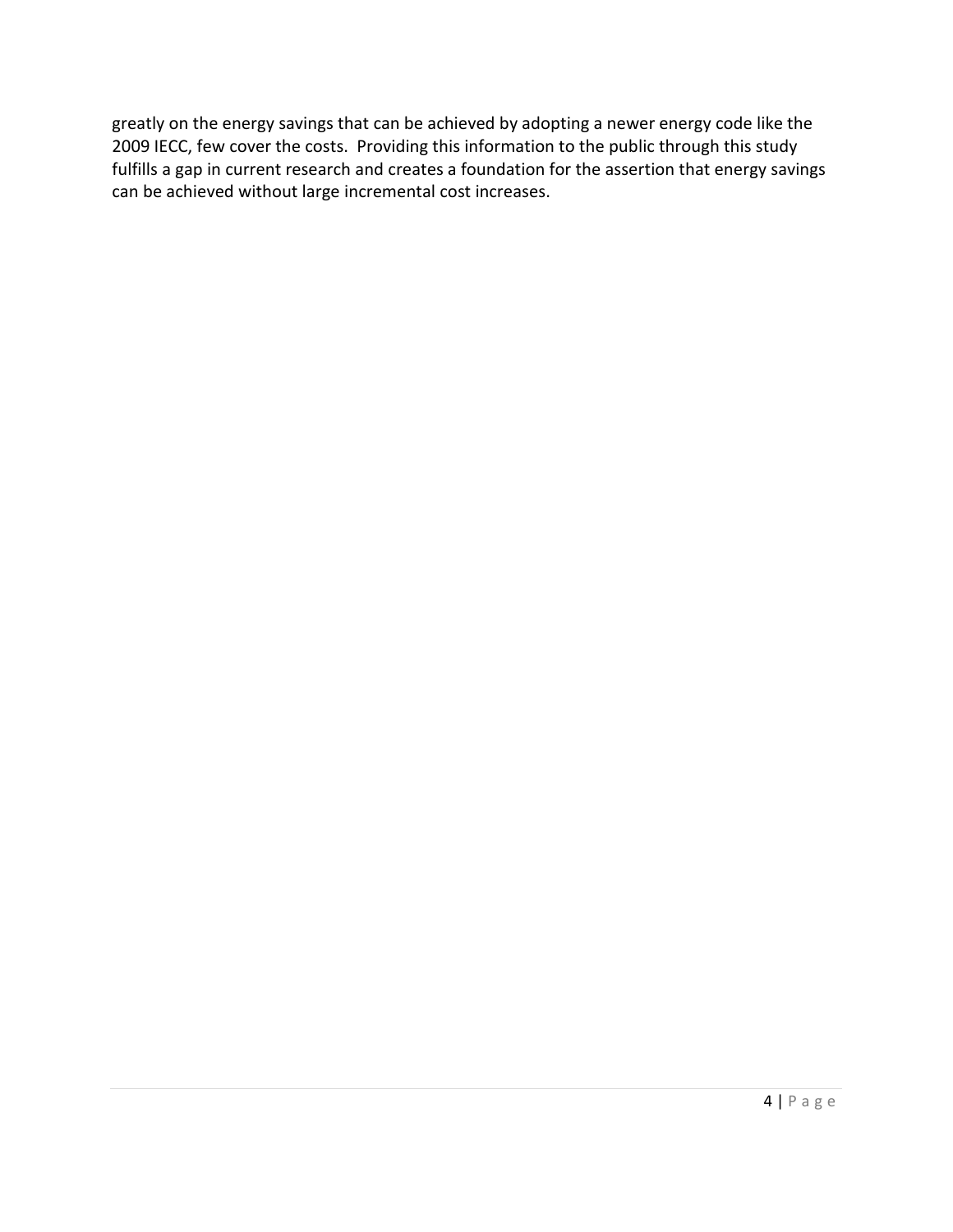greatly on the energy savings that can be achieved by adopting a newer energy code like the 2009 IECC, few cover the costs. Providing this information to the public through this study fulfills a gap in current research and creates a foundation for the assertion that energy savings can be achieved without large incremental cost increases.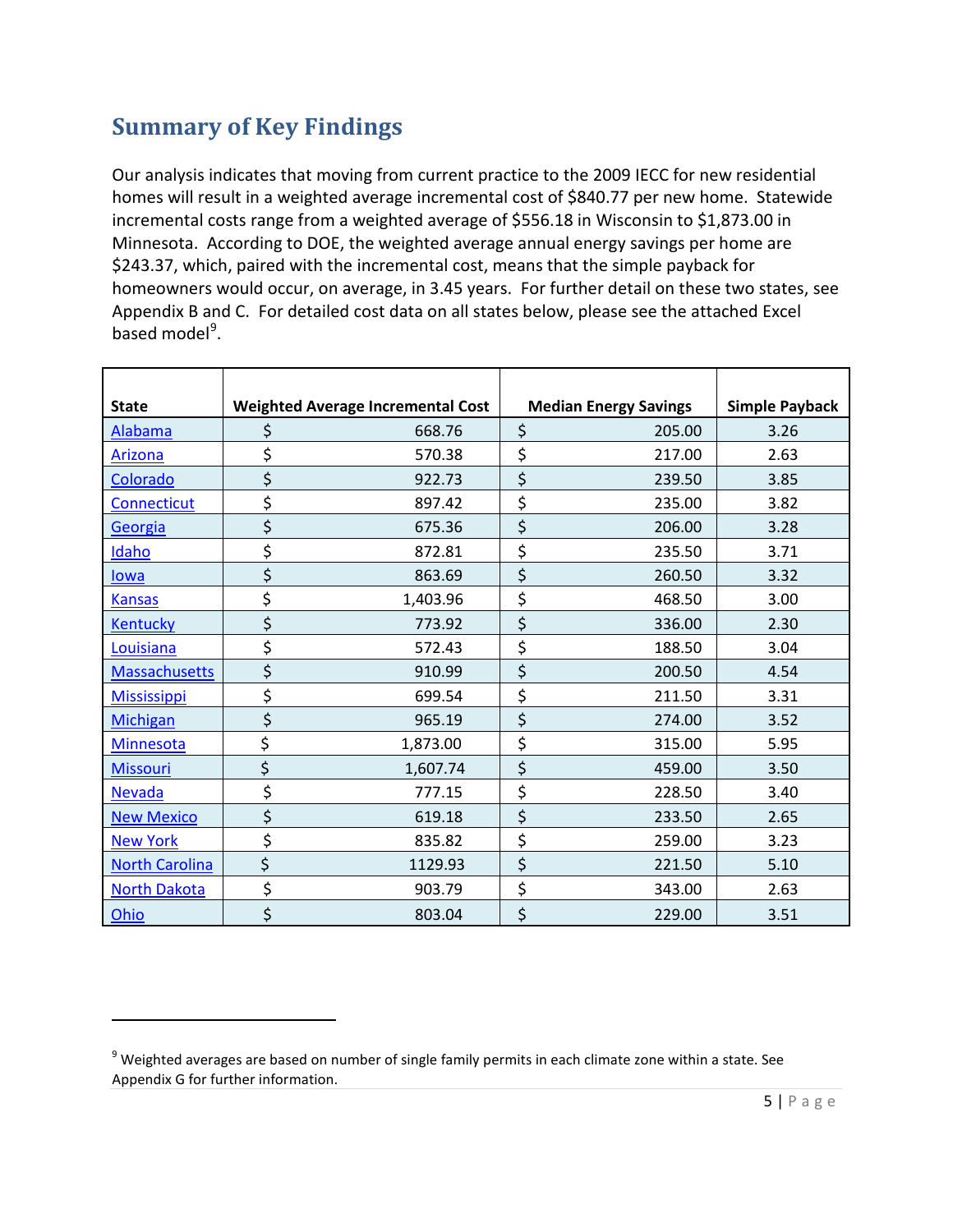## Summary of Key Findings

Our analysis indicates that moving from current practice to the 2009 IECC for new residential homes will result in a weighted average incremental cost of $840.77 per new home. Statewide incremental costs range from a weighted average of $556.18 in Wisconsin to $1,873.00 in Minnesota. According to DOE, the weighted average annual energy savings per home are $243.37, which, paired with the incremental cost, means that the simple payback for homeowners would occur, on average, in 3.45 years. For further detail on these two states, see Appendix B and C. For detailed cost data on all states below, please see the attached Excel based model[9].

| State | Weighted Average Incremental Cost | Median Energy Savings | Simple Payback |
|---|---|---|---|
| Alabama | $ 668.76 | $ 205.00 | 3.26 |
| Arizona | $ 570.38 | $ 217.00 | 2.63 |
| Colorado | $ 922.73 | $ 239.50 | 3.85 |
| Connecticut | $ 897.42 | $ 235.00 | 3.82 |
| Georgia | $ 675.36 | $ 206.00 | 3.28 |
| Idaho | $ 872.81 | $ 235.50 | 3.71 |
| Iowa | $ 863.69 | $ 260.50 | 3.32 |
| Kansas | $ 1,403.96 | $ 468.50 | 3.00 |
| Kentucky | $ 773.92 | $ 336.00 | 2.30 |
| Louisiana | $ 572.43 | $ 188.50 | 3.04 |
| Massachusetts | $ 910.99 | $ 200.50 | 4.54 |
| Mississippi | $ 699.54 | $ 211.50 | 3.31 |
| Michigan | $ 965.19 | $ 274.00 | 3.52 |
| Minnesota | $ 1,873.00 | $ 315.00 | 5.95 |
| Missouri | $ 1,607.74 | $ 459.00 | 3.50 |
| Nevada | $ 777.15 | $ 228.50 | 3.40 |
| New Mexico | $ 619.18 | $ 233.50 | 2.65 |
| New York | $ 835.82 | $ 259.00 | 3.23 |
| North Carolina | $ 1129.93 | $ 221.50 | 5.10 |
| North Dakota | $ 903.79 | $ 343.00 | 2.63 |
| Ohio | $ 803.04 | $ 229.00 | 3.51 |

[9] Weighted averages are based on number of single family permits in each climate zone within a state. See Appendix G for further information.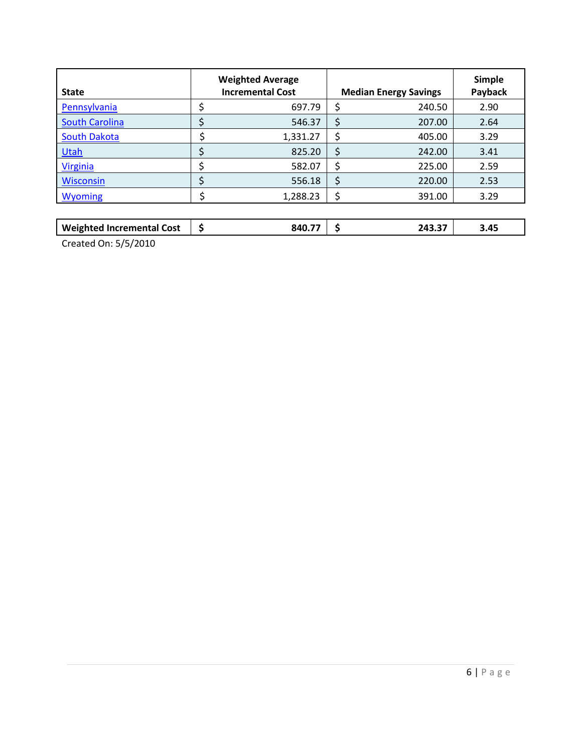| State | Weighted Average Incremental Cost | Median Energy Savings | Simple Payback |
|---|---|---|---|
| Pennsylvania | $ 697.79 | $ 240.50 | 2.90 |
| South Carolina | $ 546.37 | $ 207.00 | 2.64 |
| South Dakota | $ 1,331.27 | $ 405.00 | 3.29 |
| Utah | $ 825.20 | $ 242.00 | 3.41 |
| Virginia | $ 582.07 | $ 225.00 | 2.59 |
| Wisconsin | $ 556.18 | $ 220.00 | 2.53 |
| Wyoming | $ 1,288.23 | $ 391.00 | 3.29 |
| **Weighted Incremental Cost** | **$ 840.77** | **$ 243.37** | **3.45** |

Created On: 5/5/2010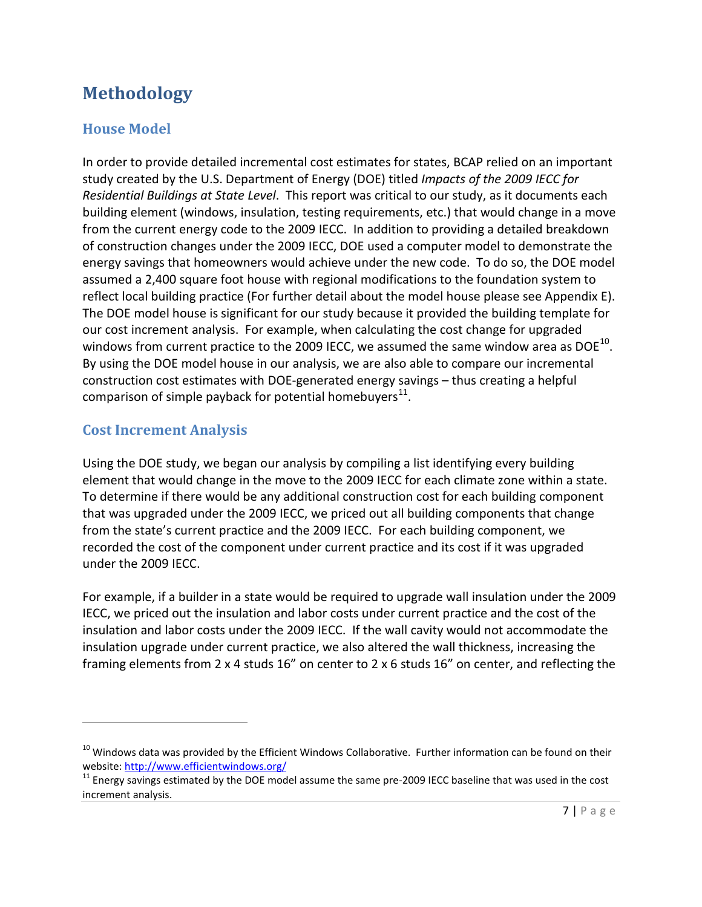# Methodology

## House Model

In order to provide detailed incremental cost estimates for states, BCAP relied on an important study created by the U.S. Department of Energy (DOE) titled *Impacts of the 2009 IECC for Residential Buildings at State Level*. This report was critical to our study, as it documents each building element (windows, insulation, testing requirements, etc.) that would change in a move from the current energy code to the 2009 IECC. In addition to providing a detailed breakdown of construction changes under the 2009 IECC, DOE used a computer model to demonstrate the energy savings that homeowners would achieve under the new code. To do so, the DOE model assumed a 2,400 square foot house with regional modifications to the foundation system to reflect local building practice (For further detail about the model house please see Appendix E). The DOE model house is significant for our study because it provided the building template for our cost increment analysis. For example, when calculating the cost change for upgraded windows from current practice to the 2009 IECC, we assumed the same window area as DOE[10]. By using the DOE model house in our analysis, we are also able to compare our incremental construction cost estimates with DOE-generated energy savings – thus creating a helpful comparison of simple payback for potential homebuyers[11].

## Cost Increment Analysis

Using the DOE study, we began our analysis by compiling a list identifying every building element that would change in the move to the 2009 IECC for each climate zone within a state. To determine if there would be any additional construction cost for each building component that was upgraded under the 2009 IECC, we priced out all building components that change from the state's current practice and the 2009 IECC. For each building component, we recorded the cost of the component under current practice and its cost if it was upgraded under the 2009 IECC.

For example, if a builder in a state would be required to upgrade wall insulation under the 2009 IECC, we priced out the insulation and labor costs under current practice and the cost of the insulation and labor costs under the 2009 IECC. If the wall cavity would not accommodate the insulation upgrade under current practice, we also altered the wall thickness, increasing the framing elements from 2 x 4 studs 16" on center to 2 x 6 studs 16" on center, and reflecting the

---

[10] Windows data was provided by the Efficient Windows Collaborative. Further information can be found on their website: http://www.efficientwindows.org/

[11] Energy savings estimated by the DOE model assume the same pre-2009 IECC baseline that was used in the cost increment analysis.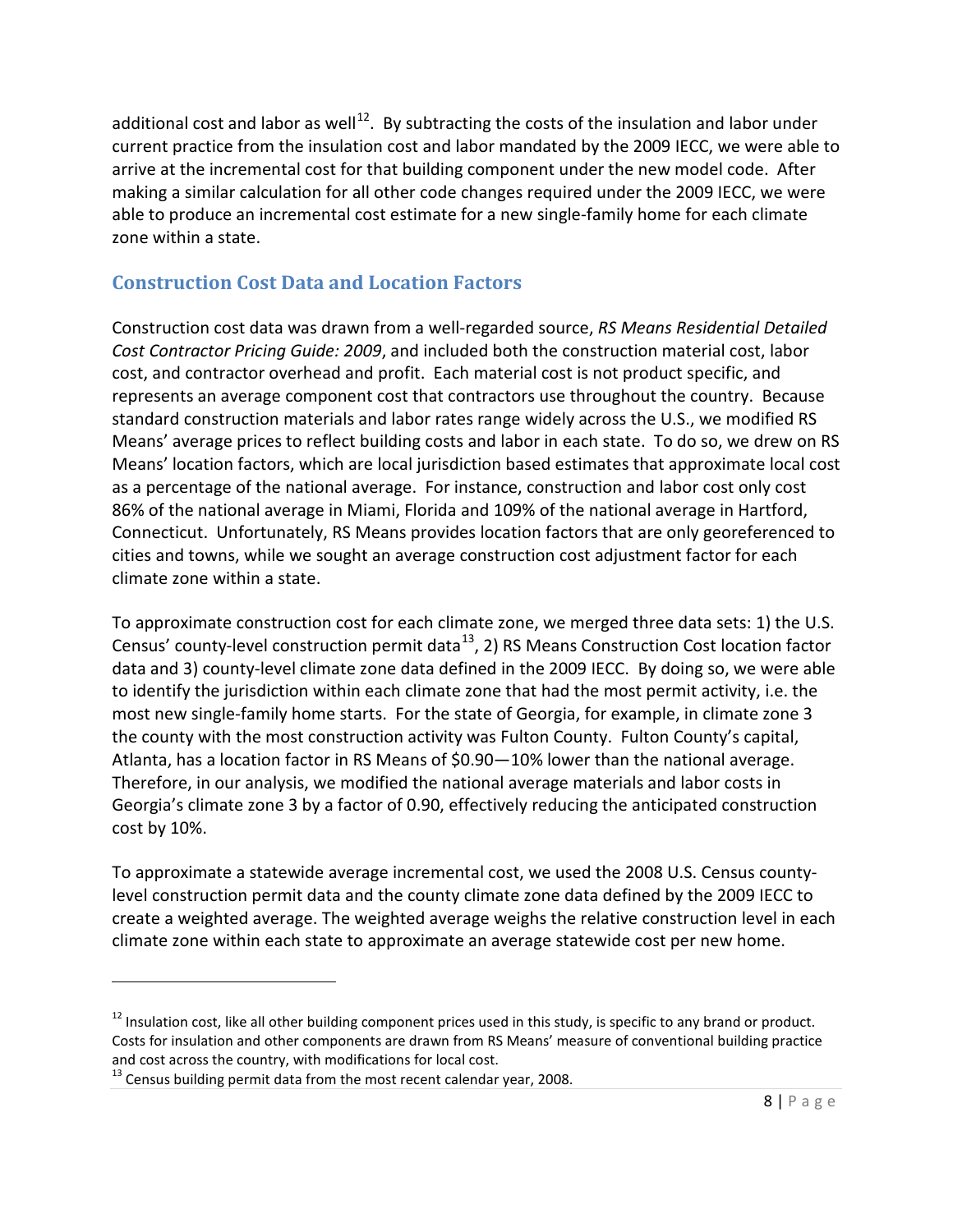additional cost and labor as well[12]. By subtracting the costs of the insulation and labor under current practice from the insulation cost and labor mandated by the 2009 IECC, we were able to arrive at the incremental cost for that building component under the new model code. After making a similar calculation for all other code changes required under the 2009 IECC, we were able to produce an incremental cost estimate for a new single-family home for each climate zone within a state.

## Construction Cost Data and Location Factors

Construction cost data was drawn from a well-regarded source, *RS Means Residential Detailed Cost Contractor Pricing Guide: 2009*, and included both the construction material cost, labor cost, and contractor overhead and profit. Each material cost is not product specific, and represents an average component cost that contractors use throughout the country. Because standard construction materials and labor rates range widely across the U.S., we modified RS Means' average prices to reflect building costs and labor in each state. To do so, we drew on RS Means' location factors, which are local jurisdiction based estimates that approximate local cost as a percentage of the national average. For instance, construction and labor cost only cost 86% of the national average in Miami, Florida and 109% of the national average in Hartford, Connecticut. Unfortunately, RS Means provides location factors that are only georeferenced to cities and towns, while we sought an average construction cost adjustment factor for each climate zone within a state.

To approximate construction cost for each climate zone, we merged three data sets: 1) the U.S. Census' county-level construction permit data[13], 2) RS Means Construction Cost location factor data and 3) county-level climate zone data defined in the 2009 IECC. By doing so, we were able to identify the jurisdiction within each climate zone that had the most permit activity, i.e. the most new single-family home starts. For the state of Georgia, for example, in climate zone 3 the county with the most construction activity was Fulton County. Fulton County's capital, Atlanta, has a location factor in RS Means of $0.90—10% lower than the national average. Therefore, in our analysis, we modified the national average materials and labor costs in Georgia's climate zone 3 by a factor of 0.90, effectively reducing the anticipated construction cost by 10%.

To approximate a statewide average incremental cost, we used the 2008 U.S. Census county-level construction permit data and the county climate zone data defined by the 2009 IECC to create a weighted average. The weighted average weighs the relative construction level in each climate zone within each state to approximate an average statewide cost per new home.

---

[12] Insulation cost, like all other building component prices used in this study, is specific to any brand or product. Costs for insulation and other components are drawn from RS Means' measure of conventional building practice and cost across the country, with modifications for local cost.

[13] Census building permit data from the most recent calendar year, 2008.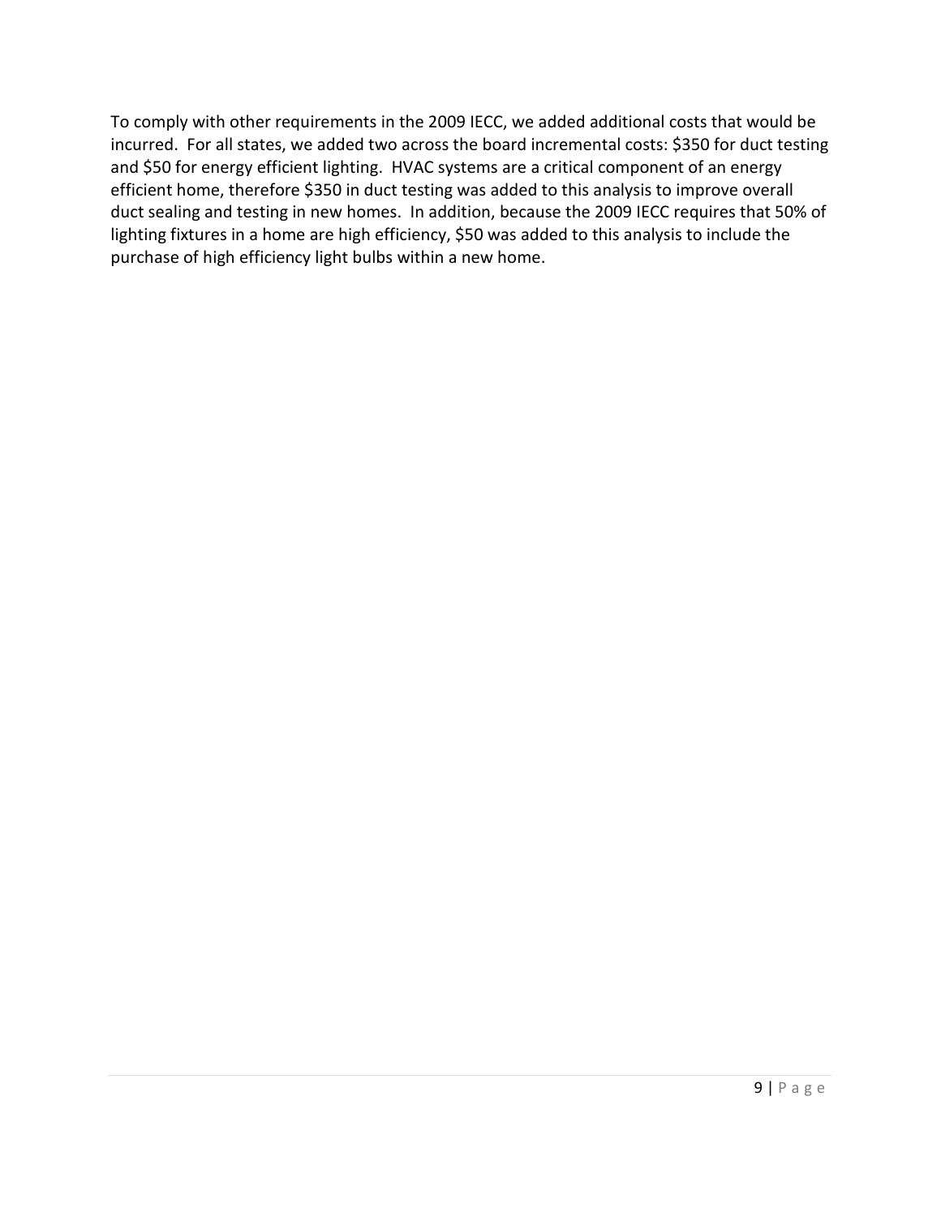To comply with other requirements in the 2009 IECC, we added additional costs that would be incurred. For all states, we added two across the board incremental costs: $350 for duct testing and $50 for energy efficient lighting. HVAC systems are a critical component of an energy efficient home, therefore $350 in duct testing was added to this analysis to improve overall duct sealing and testing in new homes. In addition, because the 2009 IECC requires that 50% of lighting fixtures in a home are high efficiency, $50 was added to this analysis to include the purchase of high efficiency light bulbs within a new home.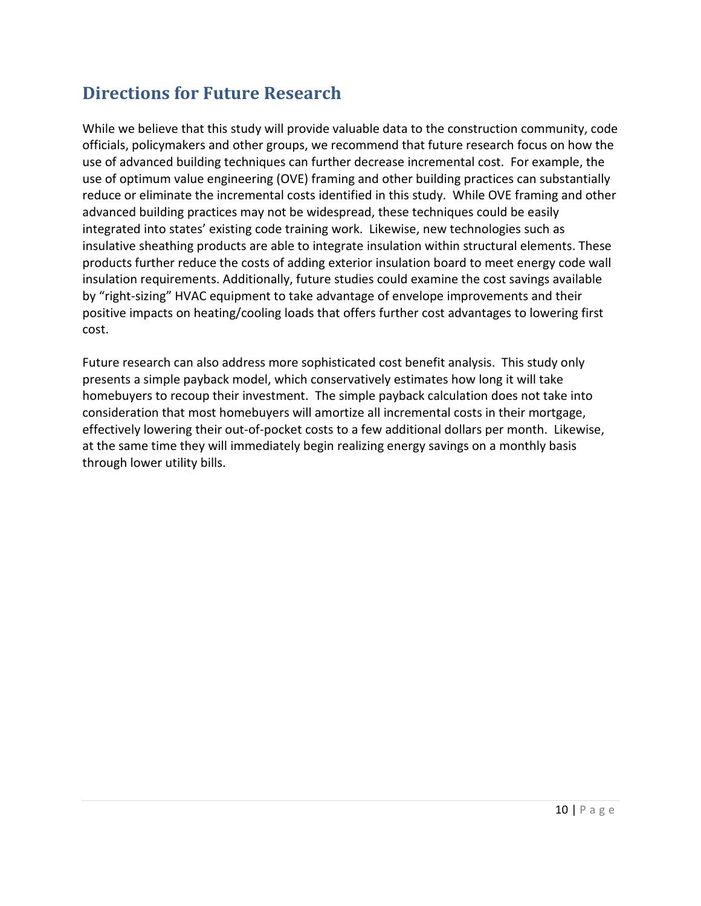## Directions for Future Research

While we believe that this study will provide valuable data to the construction community, code officials, policymakers and other groups, we recommend that future research focus on how the use of advanced building techniques can further decrease incremental cost. For example, the use of optimum value engineering (OVE) framing and other building practices can substantially reduce or eliminate the incremental costs identified in this study. While OVE framing and other advanced building practices may not be widespread, these techniques could be easily integrated into states' existing code training work. Likewise, new technologies such as insulative sheathing products are able to integrate insulation within structural elements. These products further reduce the costs of adding exterior insulation board to meet energy code wall insulation requirements. Additionally, future studies could examine the cost savings available by "right-sizing" HVAC equipment to take advantage of envelope improvements and their positive impacts on heating/cooling loads that offers further cost advantages to lowering first cost.

Future research can also address more sophisticated cost benefit analysis. This study only presents a simple payback model, which conservatively estimates how long it will take homebuyers to recoup their investment. The simple payback calculation does not take into consideration that most homebuyers will amortize all incremental costs in their mortgage, effectively lowering their out-of-pocket costs to a few additional dollars per month. Likewise, at the same time they will immediately begin realizing energy savings on a monthly basis through lower utility bills.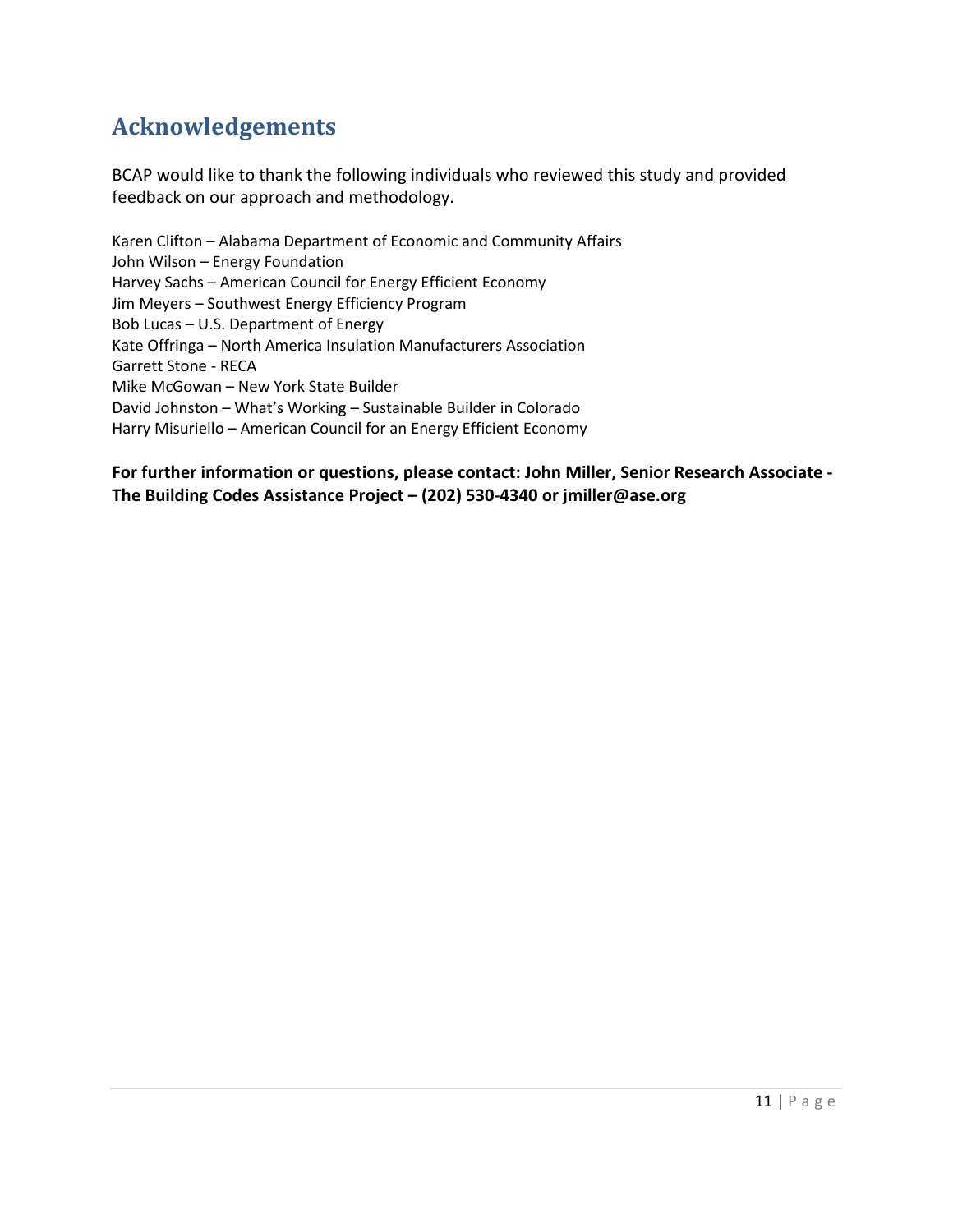## Acknowledgements

BCAP would like to thank the following individuals who reviewed this study and provided feedback on our approach and methodology.

Karen Clifton – Alabama Department of Economic and Community Affairs
John Wilson – Energy Foundation
Harvey Sachs – American Council for Energy Efficient Economy
Jim Meyers – Southwest Energy Efficiency Program
Bob Lucas – U.S. Department of Energy
Kate Offringa – North America Insulation Manufacturers Association
Garrett Stone - RECA
Mike McGowan – New York State Builder
David Johnston – What's Working – Sustainable Builder in Colorado
Harry Misuriello – American Council for an Energy Efficient Economy

**For further information or questions, please contact: John Miller, Senior Research Associate - The Building Codes Assistance Project – (202) 530-4340 or jmiller@ase.org**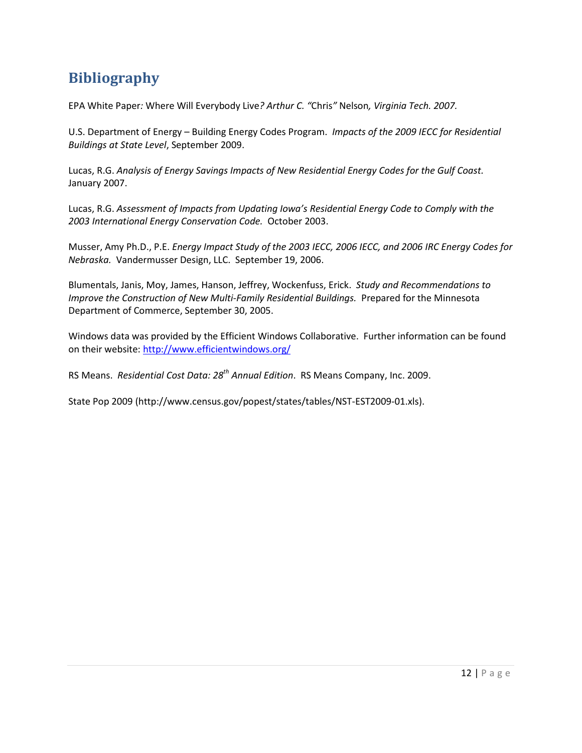# Bibliography

EPA White Paper*: Where Will Everybody Live? Arthur C. "*Chris*"* Nelson*, Virginia Tech. 2007.*

U.S. Department of Energy – Building Energy Codes Program. *Impacts of the 2009 IECC for Residential Buildings at State Level*, September 2009.

Lucas, R.G. *Analysis of Energy Savings Impacts of New Residential Energy Codes for the Gulf Coast.* January 2007.

Lucas, R.G. *Assessment of Impacts from Updating Iowa's Residential Energy Code to Comply with the 2003 International Energy Conservation Code.* October 2003.

Musser, Amy Ph.D., P.E. *Energy Impact Study of the 2003 IECC, 2006 IECC, and 2006 IRC Energy Codes for Nebraska.* Vandermusser Design, LLC. September 19, 2006.

Blumentals, Janis, Moy, James, Hanson, Jeffrey, Wockenfuss, Erick. *Study and Recommendations to Improve the Construction of New Multi-Family Residential Buildings.* Prepared for the Minnesota Department of Commerce, September 30, 2005.

Windows data was provided by the Efficient Windows Collaborative. Further information can be found on their website: http://www.efficientwindows.org/

RS Means. *Residential Cost Data: 28th Annual Edition*. RS Means Company, Inc. 2009.

State Pop 2009 (http://www.census.gov/popest/states/tables/NST-EST2009-01.xls).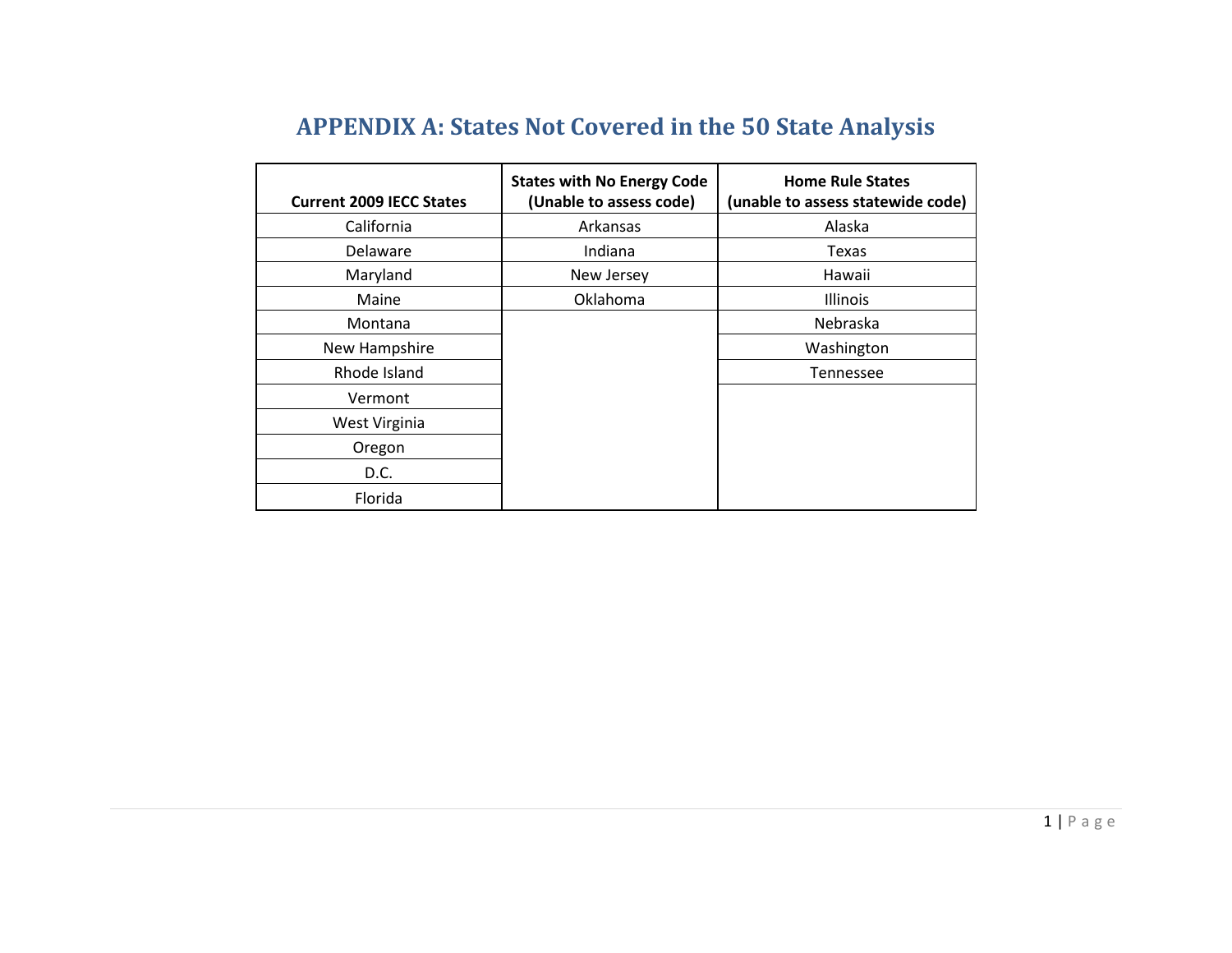# APPENDIX A: States Not Covered in the 50 State Analysis

| Current 2009 IECC States | States with No Energy Code (Unable to assess code) | Home Rule States (unable to assess statewide code) |
|---|---|---|
| California | Arkansas | Alaska |
| Delaware | Indiana | Texas |
| Maryland | New Jersey | Hawaii |
| Maine | Oklahoma | Illinois |
| Montana | | Nebraska |
| New Hampshire | | Washington |
| Rhode Island | | Tennessee |
| Vermont | | |
| West Virginia | | |
| Oregon | | |
| D.C. | | |
| Florida | | |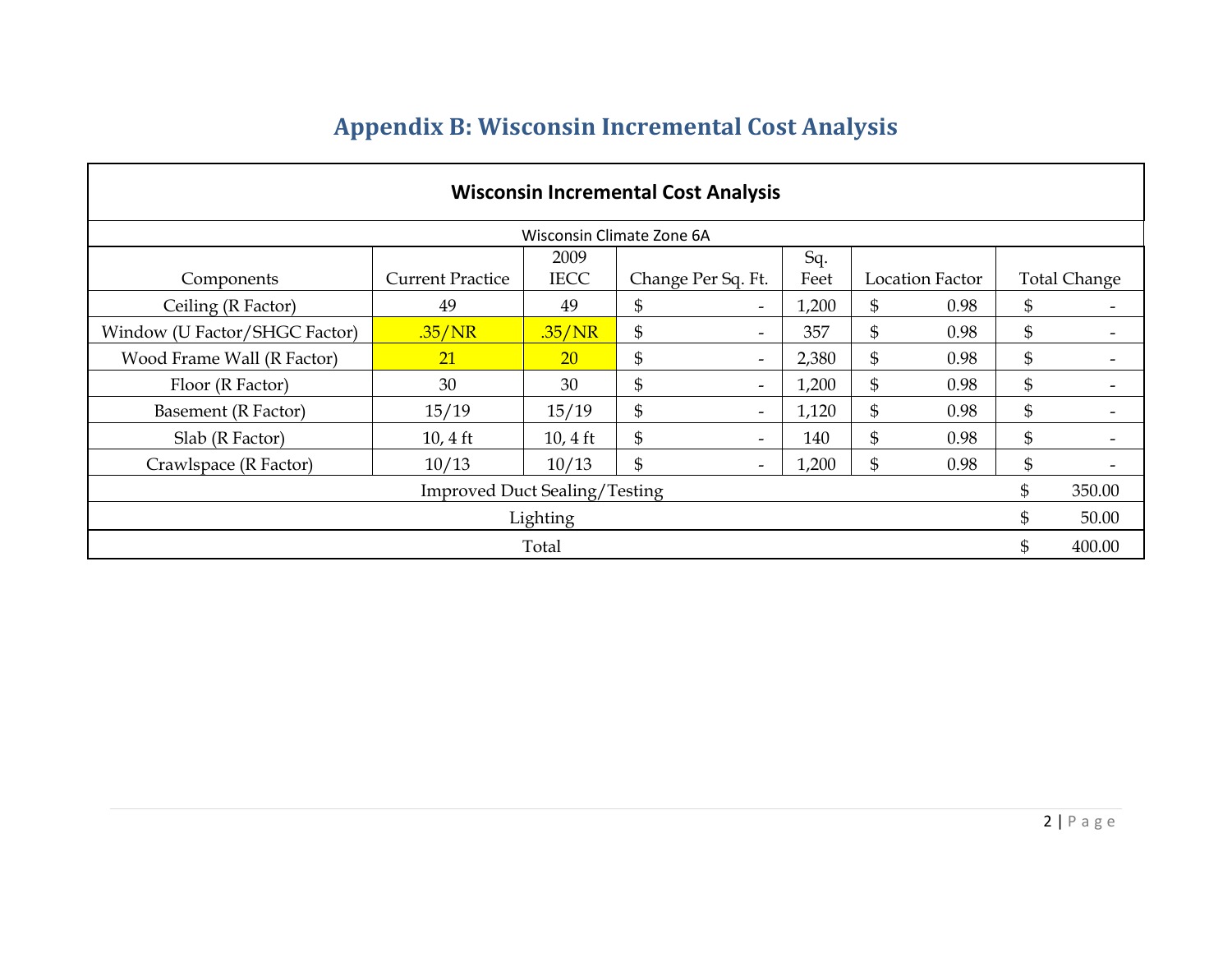# Appendix B: Wisconsin Incremental Cost Analysis

| Wisconsin Incremental Cost Analysis | | | | | | |
|---|---|---|---|---|---|---|
| Wisconsin Climate Zone 6A | | | | | | |
| Components | Current Practice | 2009 IECC | Change Per Sq. Ft. | Sq. Feet | Location Factor | Total Change |
| Ceiling (R Factor) | 49 | 49 | $ - | 1,200 | $ 0.98 | $ - |
| Window (U Factor/SHGC Factor) | .35/NR | .35/NR | $ - | 357 | $ 0.98 | $ - |
| Wood Frame Wall (R Factor) | 21 | 20 | $ - | 2,380 | $ 0.98 | $ - |
| Floor (R Factor) | 30 | 30 | $ - | 1,200 | $ 0.98 | $ - |
| Basement (R Factor) | 15/19 | 15/19 | $ - | 1,120 | $ 0.98 | $ - |
| Slab (R Factor) | 10, 4 ft | 10, 4 ft | $ - | 140 | $ 0.98 | $ - |
| Crawlspace (R Factor) | 10/13 | 10/13 | $ - | 1,200 | $ 0.98 | $ - |
| Improved Duct Sealing/Testing | | | | | | $ 350.00 |
| Lighting | | | | | | $ 50.00 |
| Total | | | | | | $ 400.00 |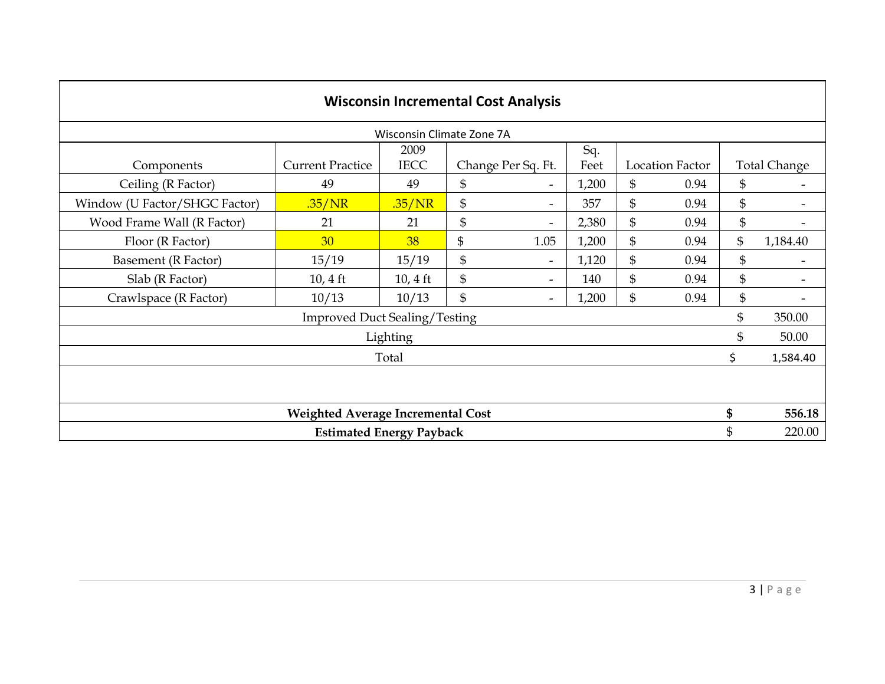## Wisconsin Incremental Cost Analysis

| Wisconsin Climate Zone 7A | | | | | | |
|---|---|---|---|---|---|---|
| Components | Current Practice | 2009 IECC | Change Per Sq. Ft. | Sq. Feet | Location Factor | Total Change |
| Ceiling (R Factor) | 49 | 49 | $ - | 1,200 | $ 0.94 | $ - |
| Window (U Factor/SHGC Factor) | .35/NR | .35/NR | $ - | 357 | $ 0.94 | $ - |
| Wood Frame Wall (R Factor) | 21 | 21 | $ - | 2,380 | $ 0.94 | $ - |
| Floor (R Factor) | 30 | 38 | $ 1.05 | 1,200 | $ 0.94 | $ 1,184.40 |
| Basement (R Factor) | 15/19 | 15/19 | $ - | 1,120 | $ 0.94 | $ - |
| Slab (R Factor) | 10, 4 ft | 10, 4 ft | $ - | 140 | $ 0.94 | $ - |
| Crawlspace (R Factor) | 10/13 | 10/13 | $ - | 1,200 | $ 0.94 | $ - |
| Improved Duct Sealing/Testing | | | | | | $ 350.00 |
| Lighting | | | | | | $ 50.00 |
| Total | | | | | | $ 1,584.40 |
| | | | | | | |
| **Weighted Average Incremental Cost** | | | | | | **$ 556.18** |
| **Estimated Energy Payback** | | | | | | $ 220.00 |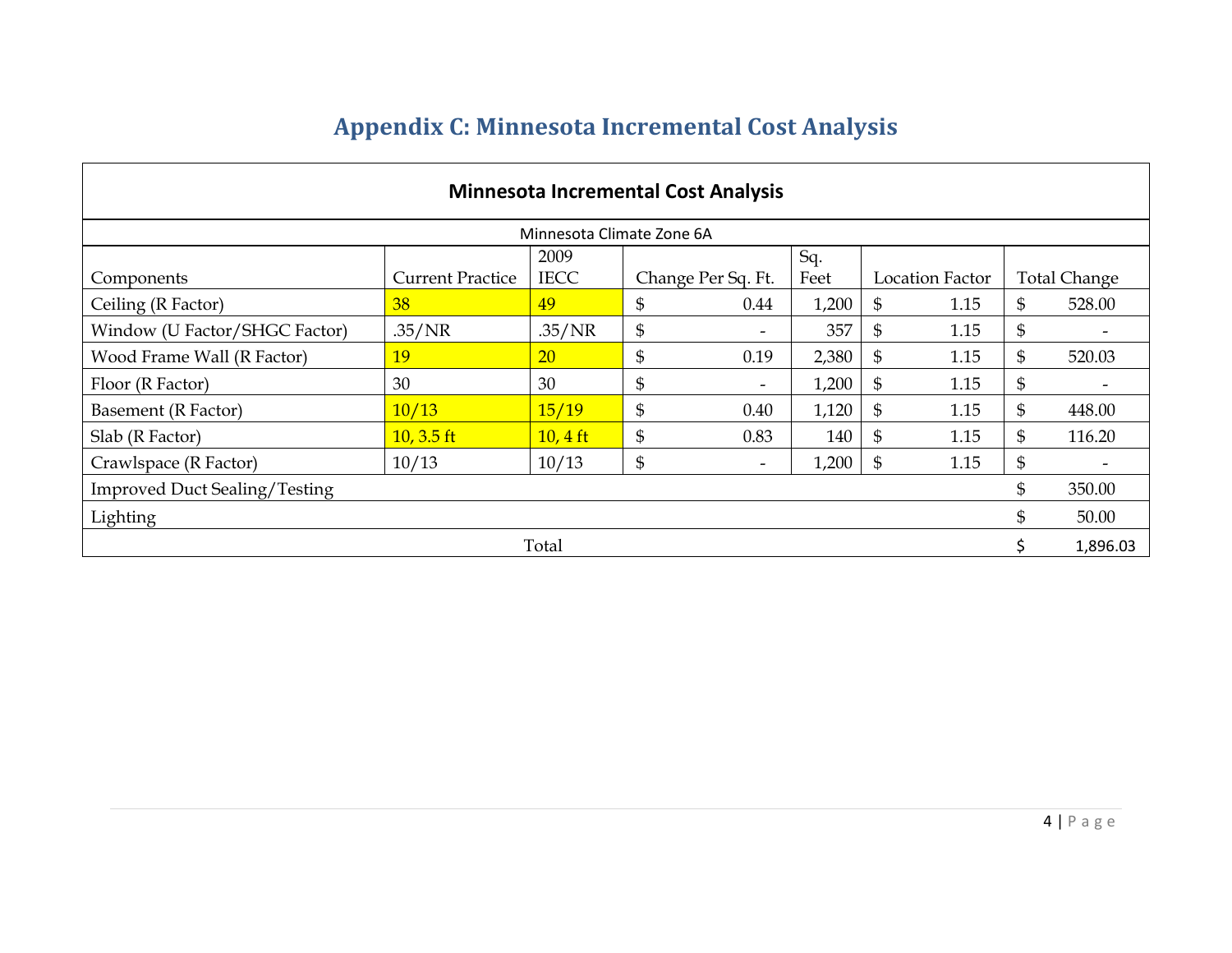# Appendix C: Minnesota Incremental Cost Analysis

| Minnesota Incremental Cost Analysis | | | | | | |
|---|---|---|---|---|---|---|
| Minnesota Climate Zone 6A | | | | | | |
| Components | Current Practice | 2009 IECC | Change Per Sq. Ft. | Sq. Feet | Location Factor | Total Change |
| Ceiling (R Factor) | 38 | 49 | $ 0.44 | 1,200 | $ 1.15 | $ 528.00 |
| Window (U Factor/SHGC Factor) | .35/NR | .35/NR | $ - | 357 | $ 1.15 | $ - |
| Wood Frame Wall (R Factor) | 19 | 20 | $ 0.19 | 2,380 | $ 1.15 | $ 520.03 |
| Floor (R Factor) | 30 | 30 | $ - | 1,200 | $ 1.15 | $ - |
| Basement (R Factor) | 10/13 | 15/19 | $ 0.40 | 1,120 | $ 1.15 | $ 448.00 |
| Slab (R Factor) | 10, 3.5 ft | 10, 4 ft | $ 0.83 | 140 | $ 1.15 | $ 116.20 |
| Crawlspace (R Factor) | 10/13 | 10/13 | $ - | 1,200 | $ 1.15 | $ - |
| Improved Duct Sealing/Testing | | | | | | $ 350.00 |
| Lighting | | | | | | $ 50.00 |
| Total | | | | | | $ 1,896.03 |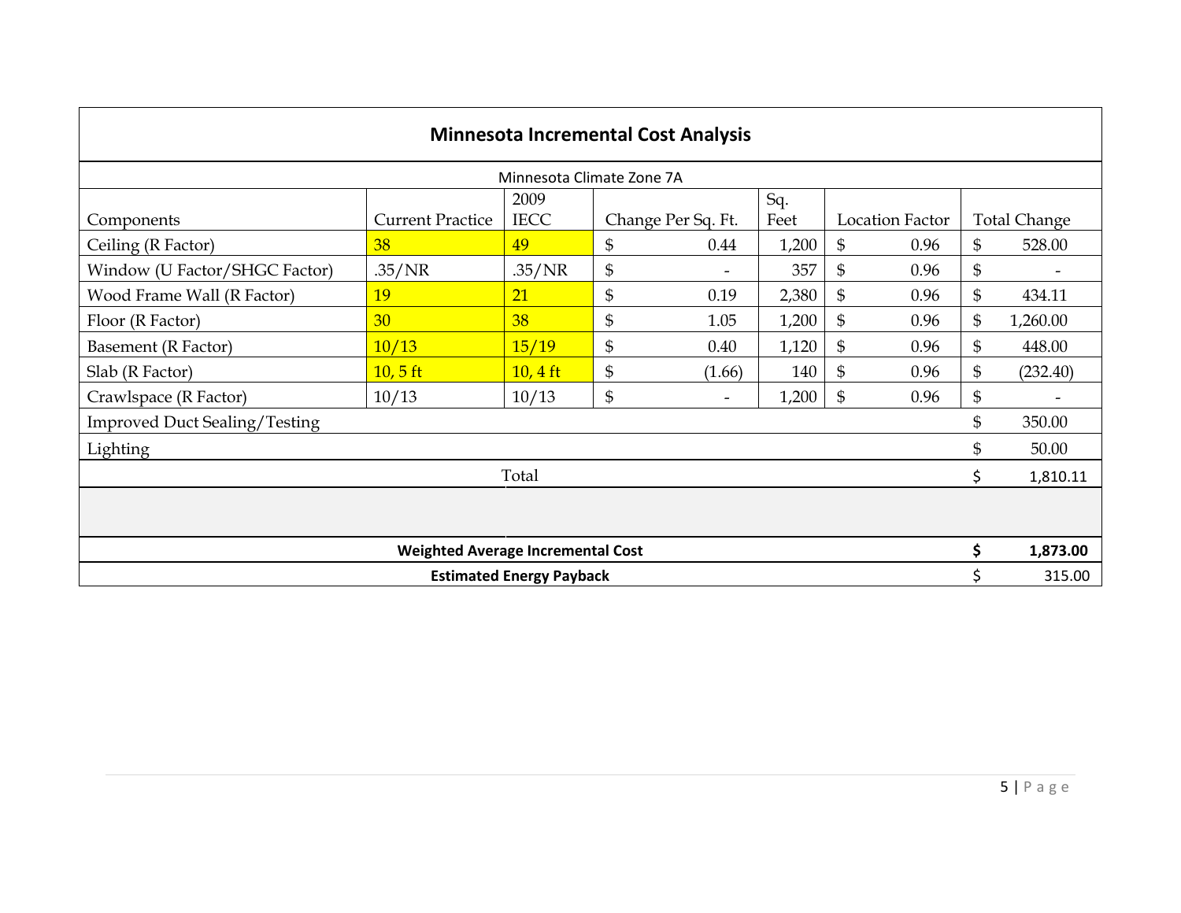## Minnesota Incremental Cost Analysis

| Minnesota Climate Zone 7A | | | | | | |
|---|---|---|---|---|---|---|
| Components | Current Practice | 2009 IECC | Change Per Sq. Ft. | Sq. Feet | Location Factor | Total Change |
| Ceiling (R Factor) | 38 | 49 | $ 0.44 | 1,200 | $ 0.96 | $ 528.00 |
| Window (U Factor/SHGC Factor) | .35/NR | .35/NR | $ - | 357 | $ 0.96 | $ - |
| Wood Frame Wall (R Factor) | 19 | 21 | $ 0.19 | 2,380 | $ 0.96 | $ 434.11 |
| Floor (R Factor) | 30 | 38 | $ 1.05 | 1,200 | $ 0.96 | $ 1,260.00 |
| Basement (R Factor) | 10/13 | 15/19 | $ 0.40 | 1,120 | $ 0.96 | $ 448.00 |
| Slab (R Factor) | 10, 5 ft | 10, 4 ft | $ (1.66) | 140 | $ 0.96 | $ (232.40) |
| Crawlspace (R Factor) | 10/13 | 10/13 | $ - | 1,200 | $ 0.96 | $ - |
| Improved Duct Sealing/Testing | | | | | | $ 350.00 |
| Lighting | | | | | | $ 50.00 |
| Total | | | | | | $ 1,810.11 |
| | | | | | | |
| **Weighted Average Incremental Cost** | | | | | | **$ 1,873.00** |
| **Estimated Energy Payback** | | | | | | $ 315.00 |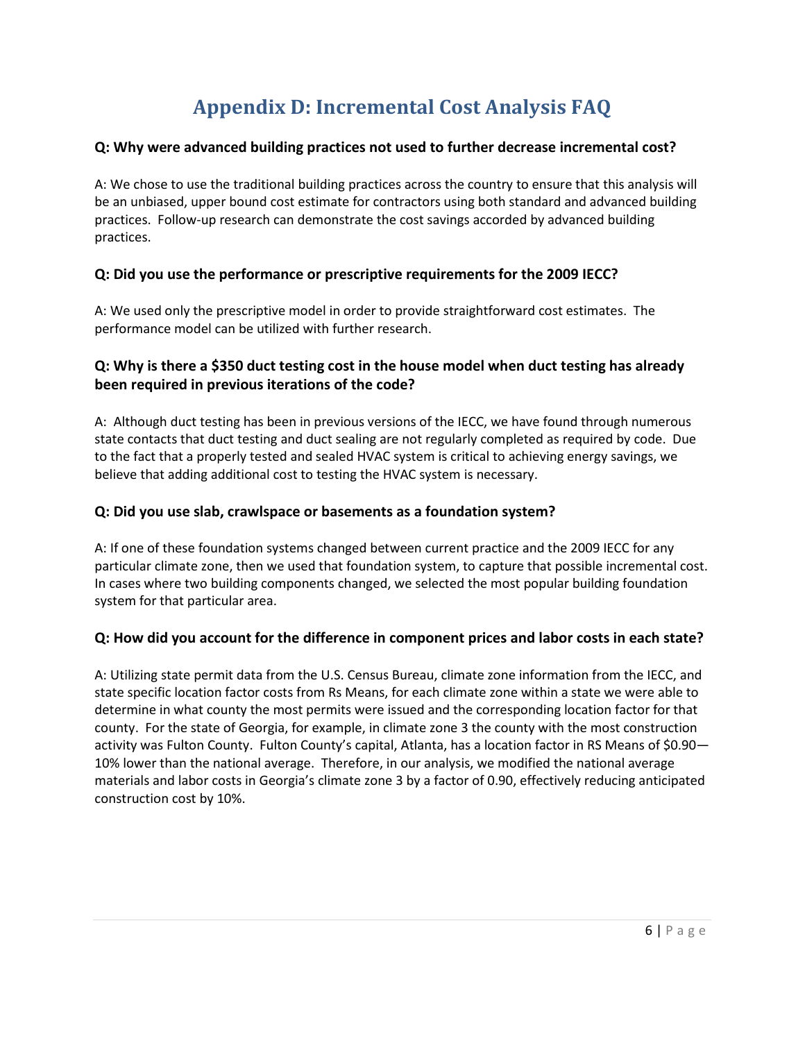# Appendix D: Incremental Cost Analysis FAQ

**Q: Why were advanced building practices not used to further decrease incremental cost?**

A: We chose to use the traditional building practices across the country to ensure that this analysis will be an unbiased, upper bound cost estimate for contractors using both standard and advanced building practices. Follow-up research can demonstrate the cost savings accorded by advanced building practices.

**Q: Did you use the performance or prescriptive requirements for the 2009 IECC?**

A: We used only the prescriptive model in order to provide straightforward cost estimates. The performance model can be utilized with further research.

**Q: Why is there a $350 duct testing cost in the house model when duct testing has already been required in previous iterations of the code?**

A: Although duct testing has been in previous versions of the IECC, we have found through numerous state contacts that duct testing and duct sealing are not regularly completed as required by code. Due to the fact that a properly tested and sealed HVAC system is critical to achieving energy savings, we believe that adding additional cost to testing the HVAC system is necessary.

**Q: Did you use slab, crawlspace or basements as a foundation system?**

A: If one of these foundation systems changed between current practice and the 2009 IECC for any particular climate zone, then we used that foundation system, to capture that possible incremental cost. In cases where two building components changed, we selected the most popular building foundation system for that particular area.

**Q: How did you account for the difference in component prices and labor costs in each state?**

A: Utilizing state permit data from the U.S. Census Bureau, climate zone information from the IECC, and state specific location factor costs from Rs Means, for each climate zone within a state we were able to determine in what county the most permits were issued and the corresponding location factor for that county. For the state of Georgia, for example, in climate zone 3 the county with the most construction activity was Fulton County. Fulton County's capital, Atlanta, has a location factor in RS Means of $0.90—10% lower than the national average. Therefore, in our analysis, we modified the national average materials and labor costs in Georgia's climate zone 3 by a factor of 0.90, effectively reducing anticipated construction cost by 10%.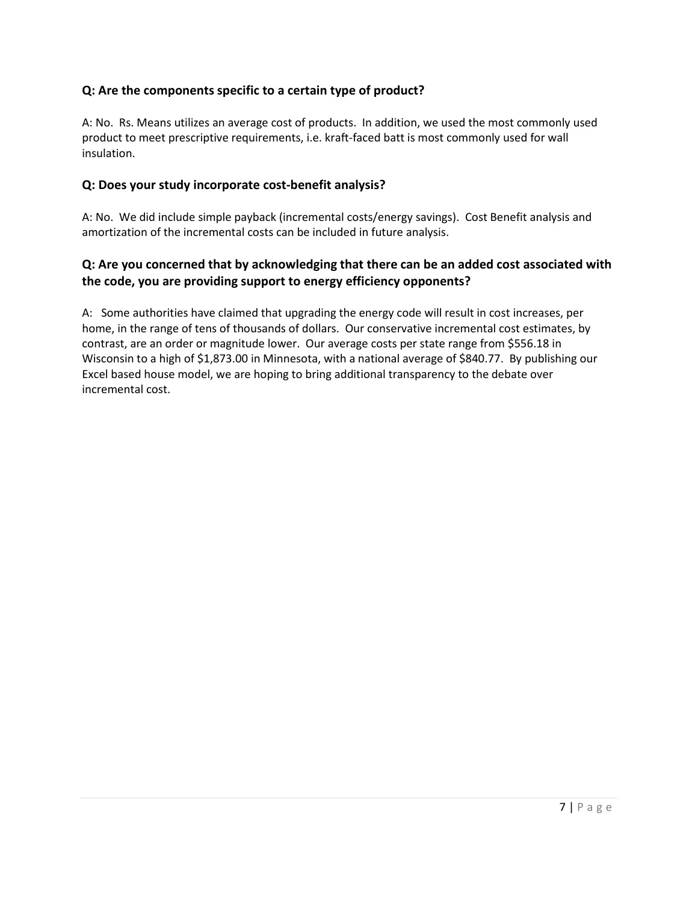### Q: Are the components specific to a certain type of product?

A: No. Rs. Means utilizes an average cost of products. In addition, we used the most commonly used product to meet prescriptive requirements, i.e. kraft-faced batt is most commonly used for wall insulation.

### Q: Does your study incorporate cost-benefit analysis?

A: No. We did include simple payback (incremental costs/energy savings). Cost Benefit analysis and amortization of the incremental costs can be included in future analysis.

### Q: Are you concerned that by acknowledging that there can be an added cost associated with the code, you are providing support to energy efficiency opponents?

A: Some authorities have claimed that upgrading the energy code will result in cost increases, per home, in the range of tens of thousands of dollars. Our conservative incremental cost estimates, by contrast, are an order or magnitude lower. Our average costs per state range from $556.18 in Wisconsin to a high of $1,873.00 in Minnesota, with a national average of $840.77. By publishing our Excel based house model, we are hoping to bring additional transparency to the debate over incremental cost.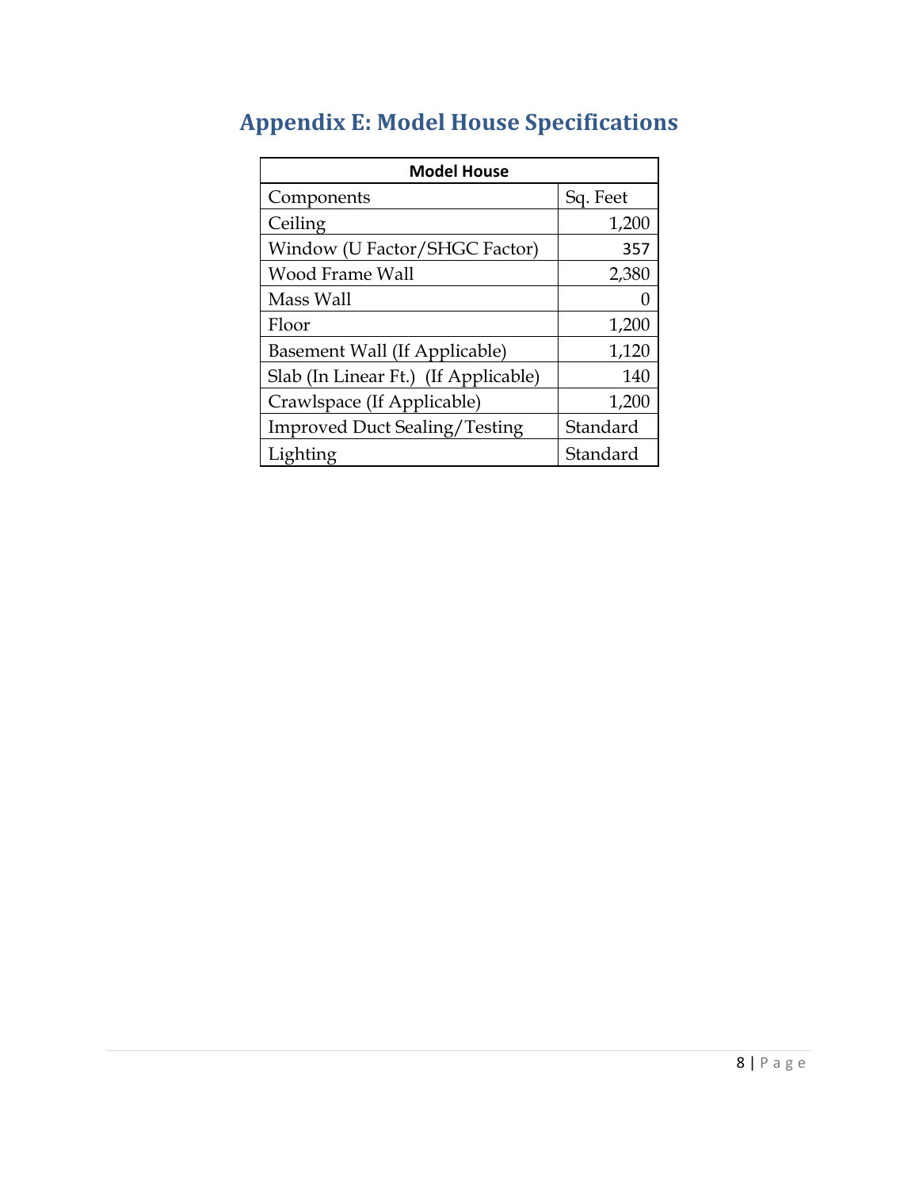# Appendix E: Model House Specifications

| Model House | |
|---|---|
| Components | Sq. Feet |
| Ceiling | 1,200 |
| Window (U Factor/SHGC Factor) | 357 |
| Wood Frame Wall | 2,380 |
| Mass Wall | 0 |
| Floor | 1,200 |
| Basement Wall (If Applicable) | 1,120 |
| Slab (In Linear Ft.) (If Applicable) | 140 |
| Crawlspace (If Applicable) | 1,200 |
| Improved Duct Sealing/Testing | Standard |
| Lighting | Standard |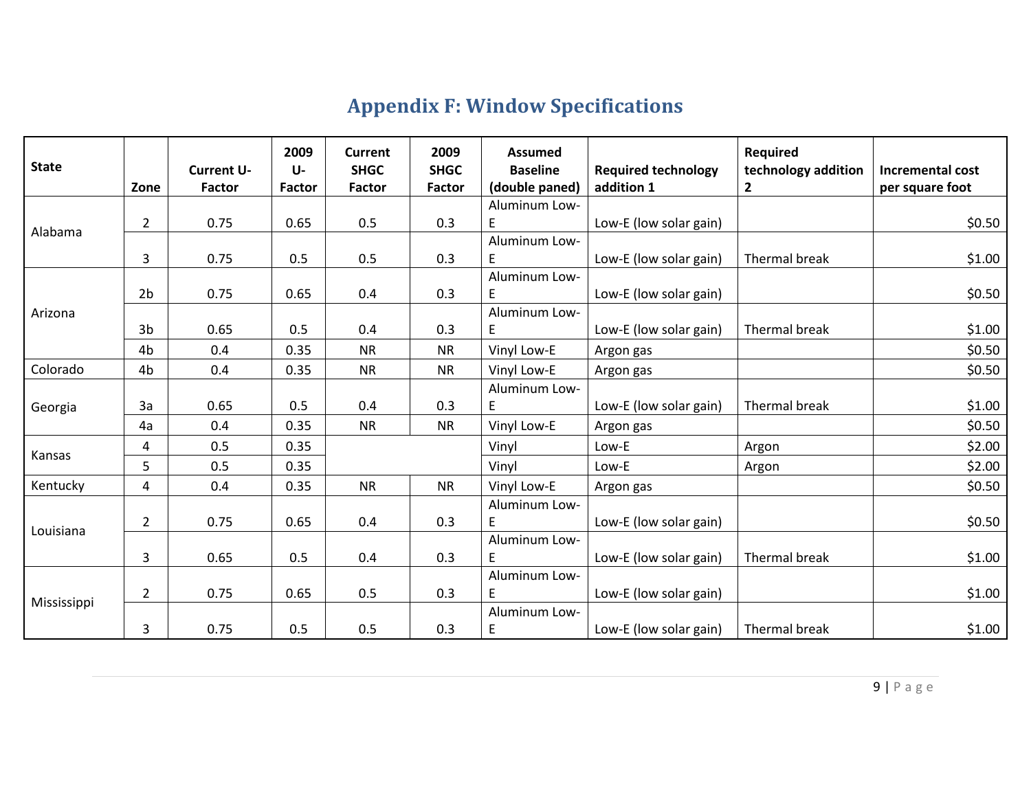# Appendix F: Window Specifications

| State | Zone | Current U-Factor | 2009 U-Factor | Current SHGC Factor | 2009 SHGC Factor | Assumed Baseline (double paned) | Required technology addition 1 | Required technology addition 2 | Incremental cost per square foot |
|---|---|---|---|---|---|---|---|---|---|
| Alabama | 2 | 0.75 | 0.65 | 0.5 | 0.3 | Aluminum Low-E | Low-E (low solar gain) | | $0.50 |
| | 3 | 0.75 | 0.5 | 0.5 | 0.3 | Aluminum Low-E | Low-E (low solar gain) | Thermal break | $1.00 |
| Arizona | 2b | 0.75 | 0.65 | 0.4 | 0.3 | Aluminum Low-E | Low-E (low solar gain) | | $0.50 |
| | 3b | 0.65 | 0.5 | 0.4 | 0.3 | Aluminum Low-E | Low-E (low solar gain) | Thermal break | $1.00 |
| | 4b | 0.4 | 0.35 | NR | NR | Vinyl Low-E | Argon gas | | $0.50 |
| Colorado | 4b | 0.4 | 0.35 | NR | NR | Vinyl Low-E | Argon gas | | $0.50 |
| Georgia | 3a | 0.65 | 0.5 | 0.4 | 0.3 | Aluminum Low-E | Low-E (low solar gain) | Thermal break | $1.00 |
| | 4a | 0.4 | 0.35 | NR | NR | Vinyl Low-E | Argon gas | | $0.50 |
| Kansas | 4 | 0.5 | 0.35 | | | Vinyl | Low-E | Argon | $2.00 |
| | 5 | 0.5 | 0.35 | | | Vinyl | Low-E | Argon | $2.00 |
| Kentucky | 4 | 0.4 | 0.35 | NR | NR | Vinyl Low-E | Argon gas | | $0.50 |
| Louisiana | 2 | 0.75 | 0.65 | 0.4 | 0.3 | Aluminum Low-E | Low-E (low solar gain) | | $0.50 |
| | 3 | 0.65 | 0.5 | 0.4 | 0.3 | Aluminum Low-E | Low-E (low solar gain) | Thermal break | $1.00 |
| Mississippi | 2 | 0.75 | 0.65 | 0.5 | 0.3 | Aluminum Low-E | Low-E (low solar gain) | | $1.00 |
| | 3 | 0.75 | 0.5 | 0.5 | 0.3 | Aluminum Low-E | Low-E (low solar gain) | Thermal break | $1.00 |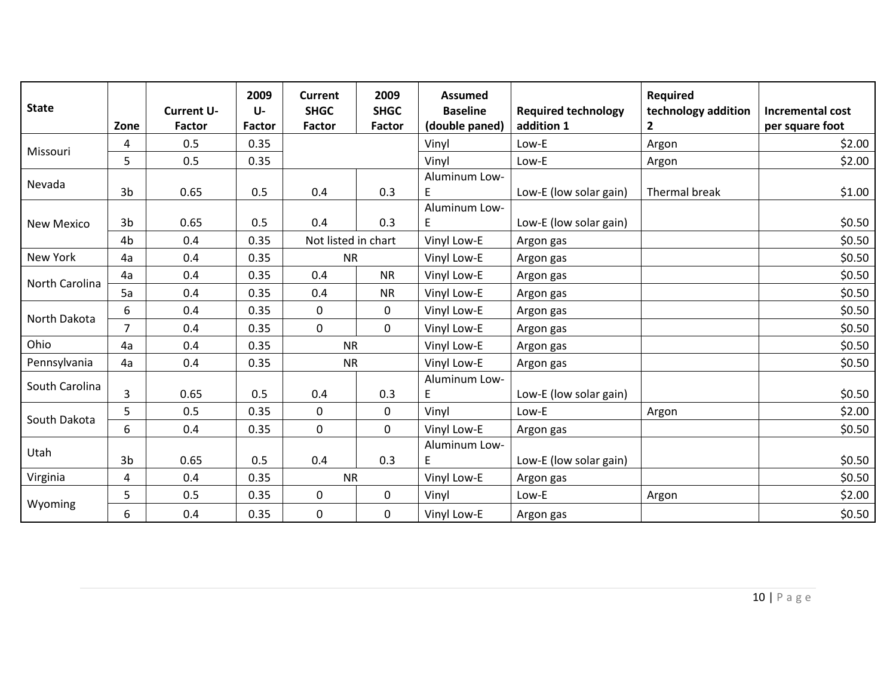| State | Zone | Current U-Factor | 2009 U-Factor | Current SHGC Factor | 2009 SHGC Factor | Assumed Baseline (double paned) | Required technology addition 1 | Required technology addition 2 | Incremental cost per square foot |
|---|---|---|---|---|---|---|---|---|---|
| Missouri | 4 | 0.5 | 0.35 | | | Vinyl | Low-E | Argon | $2.00 |
| | 5 | 0.5 | 0.35 | | | Vinyl | Low-E | Argon | $2.00 |
| Nevada | 3b | 0.65 | 0.5 | 0.4 | 0.3 | Aluminum Low-E | Low-E (low solar gain) | Thermal break | $1.00 |
| New Mexico | 3b | 0.65 | 0.5 | 0.4 | 0.3 | Aluminum Low-E | Low-E (low solar gain) | | $0.50 |
| | 4b | 0.4 | 0.35 | Not listed in chart | | Vinyl Low-E | Argon gas | | $0.50 |
| New York | 4a | 0.4 | 0.35 | NR | | Vinyl Low-E | Argon gas | | $0.50 |
| North Carolina | 4a | 0.4 | 0.35 | 0.4 | NR | Vinyl Low-E | Argon gas | | $0.50 |
| | 5a | 0.4 | 0.35 | 0.4 | NR | Vinyl Low-E | Argon gas | | $0.50 |
| North Dakota | 6 | 0.4 | 0.35 | 0 | 0 | Vinyl Low-E | Argon gas | | $0.50 |
| | 7 | 0.4 | 0.35 | 0 | 0 | Vinyl Low-E | Argon gas | | $0.50 |
| Ohio | 4a | 0.4 | 0.35 | NR | | Vinyl Low-E | Argon gas | | $0.50 |
| Pennsylvania | 4a | 0.4 | 0.35 | NR | | Vinyl Low-E | Argon gas | | $0.50 |
| South Carolina | 3 | 0.65 | 0.5 | 0.4 | 0.3 | Aluminum Low-E | Low-E (low solar gain) | | $0.50 |
| South Dakota | 5 | 0.5 | 0.35 | 0 | 0 | Vinyl | Low-E | Argon | $2.00 |
| | 6 | 0.4 | 0.35 | 0 | 0 | Vinyl Low-E | Argon gas | | $0.50 |
| Utah | 3b | 0.65 | 0.5 | 0.4 | 0.3 | Aluminum Low-E | Low-E (low solar gain) | | $0.50 |
| Virginia | 4 | 0.4 | 0.35 | NR | | Vinyl Low-E | Argon gas | | $0.50 |
| Wyoming | 5 | 0.5 | 0.35 | 0 | 0 | Vinyl | Low-E | Argon | $2.00 |
| | 6 | 0.4 | 0.35 | 0 | 0 | Vinyl Low-E | Argon gas | | $0.50 |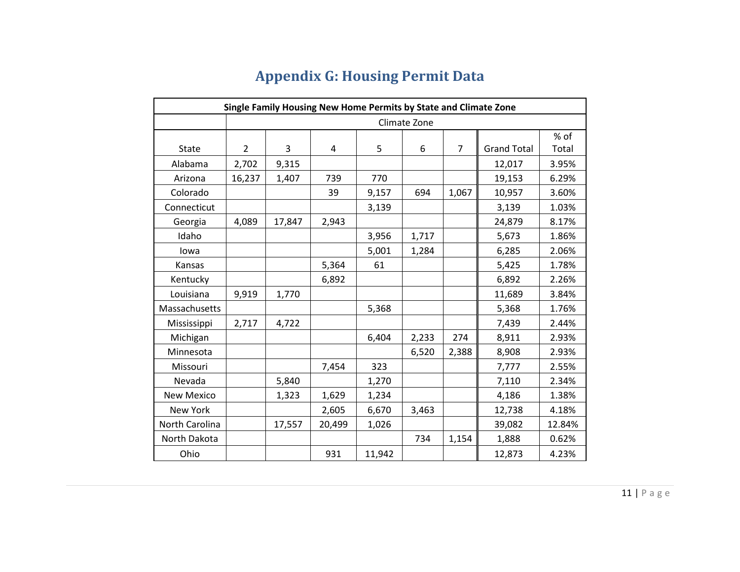# Appendix G: Housing Permit Data

| Single Family Housing New Home Permits by State and Climate Zone | | | | | | | | |
|---|---|---|---|---|---|---|---|---|
| | Climate Zone | | | | | | | |
| State | 2 | 3 | 4 | 5 | 6 | 7 | Grand Total | % of Total |
| Alabama | 2,702 | 9,315 | | | | | 12,017 | 3.95% |
| Arizona | 16,237 | 1,407 | 739 | 770 | | | 19,153 | 6.29% |
| Colorado | | | 39 | 9,157 | 694 | 1,067 | 10,957 | 3.60% |
| Connecticut | | | | 3,139 | | | 3,139 | 1.03% |
| Georgia | 4,089 | 17,847 | 2,943 | | | | 24,879 | 8.17% |
| Idaho | | | | 3,956 | 1,717 | | 5,673 | 1.86% |
| Iowa | | | | 5,001 | 1,284 | | 6,285 | 2.06% |
| Kansas | | | 5,364 | 61 | | | 5,425 | 1.78% |
| Kentucky | | | 6,892 | | | | 6,892 | 2.26% |
| Louisiana | 9,919 | 1,770 | | | | | 11,689 | 3.84% |
| Massachusetts | | | | 5,368 | | | 5,368 | 1.76% |
| Mississippi | 2,717 | 4,722 | | | | | 7,439 | 2.44% |
| Michigan | | | | 6,404 | 2,233 | 274 | 8,911 | 2.93% |
| Minnesota | | | | | 6,520 | 2,388 | 8,908 | 2.93% |
| Missouri | | | 7,454 | 323 | | | 7,777 | 2.55% |
| Nevada | | 5,840 | | 1,270 | | | 7,110 | 2.34% |
| New Mexico | | 1,323 | 1,629 | 1,234 | | | 4,186 | 1.38% |
| New York | | | 2,605 | 6,670 | 3,463 | | 12,738 | 4.18% |
| North Carolina | | 17,557 | 20,499 | 1,026 | | | 39,082 | 12.84% |
| North Dakota | | | | | 734 | 1,154 | 1,888 | 0.62% |
| Ohio | | | 931 | 11,942 | | | 12,873 | 4.23% |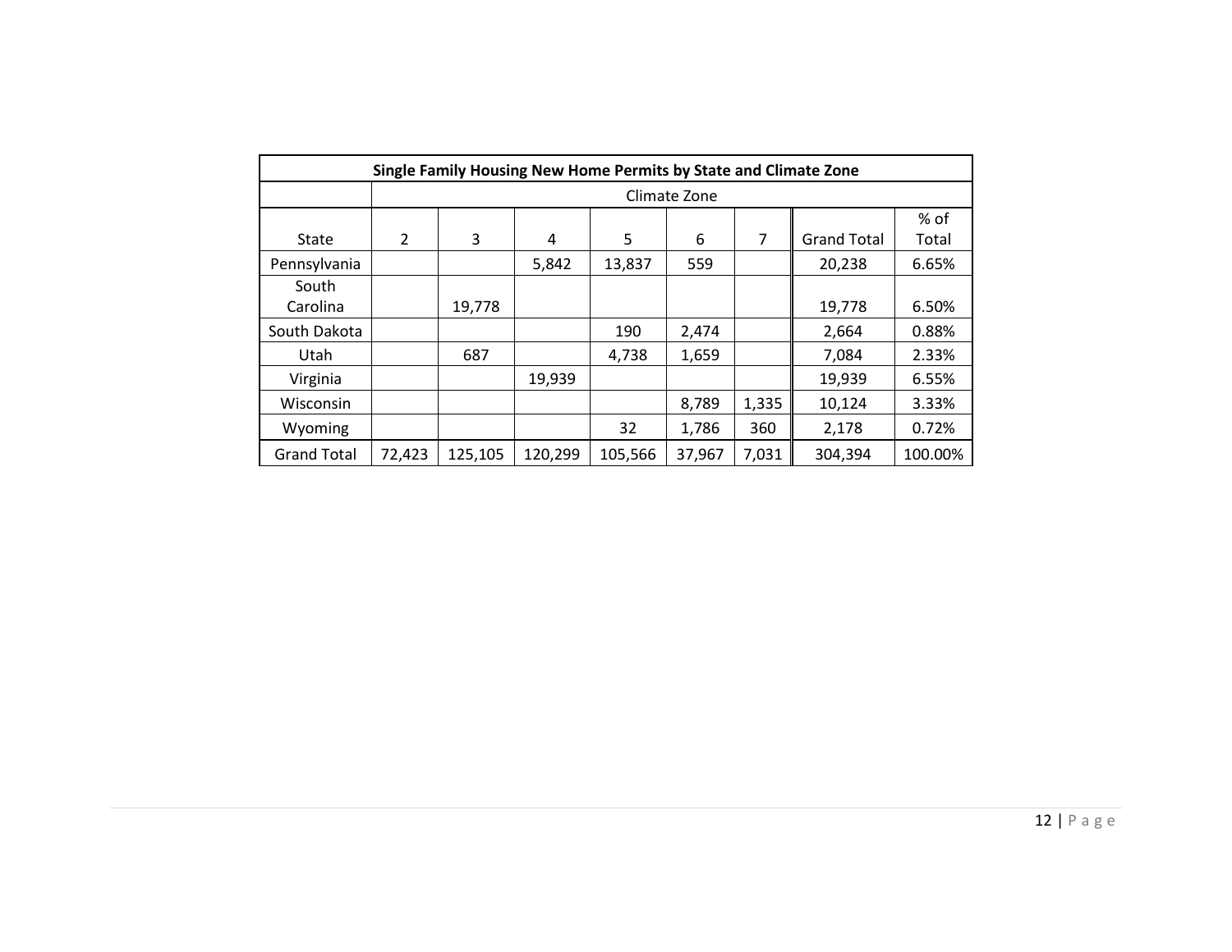| Single Family Housing New Home Permits by State and Climate Zone | | | | | | | | |
|---|---|---|---|---|---|---|---|---|
| | Climate Zone | | | | | | | |
| State | 2 | 3 | 4 | 5 | 6 | 7 | Grand Total | % of Total |
| Pennsylvania | | | 5,842 | 13,837 | 559 | | 20,238 | 6.65% |
| South Carolina | | 19,778 | | | | | 19,778 | 6.50% |
| South Dakota | | | | 190 | 2,474 | | 2,664 | 0.88% |
| Utah | | 687 | | 4,738 | 1,659 | | 7,084 | 2.33% |
| Virginia | | | 19,939 | | | | 19,939 | 6.55% |
| Wisconsin | | | | | 8,789 | 1,335 | 10,124 | 3.33% |
| Wyoming | | | | 32 | 1,786 | 360 | 2,178 | 0.72% |
| Grand Total | 72,423 | 125,105 | 120,299 | 105,566 | 37,967 | 7,031 | 304,394 | 100.00% |